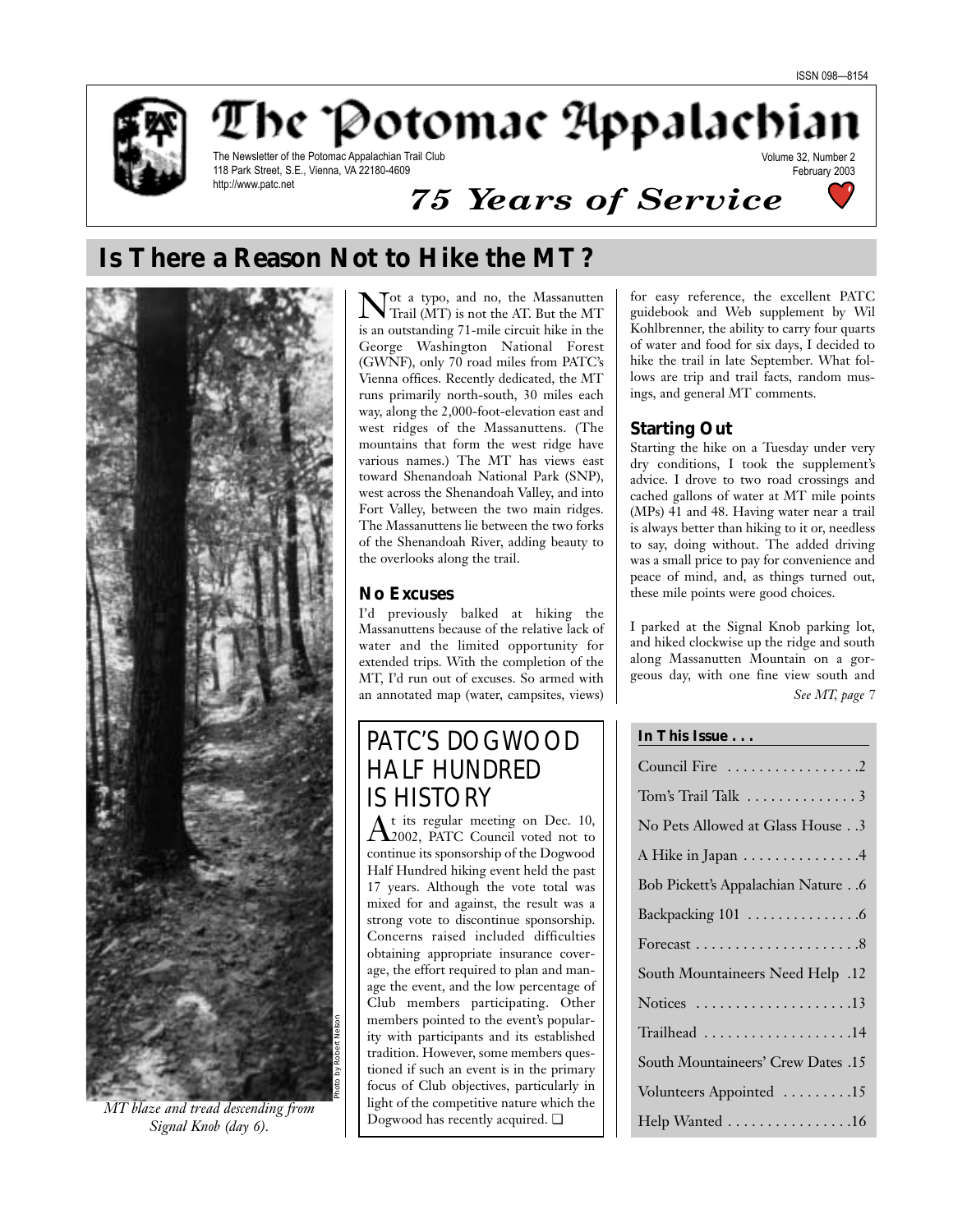ISSN 098—8154

# The Potomac Appalachian

The Newsletter of the Potomac Appalachian Trail Club
118 Park Street, S.E., Vienna, VA 22180-4609
http://www.patc.net

Volume 32, Number 2
February 2003

*75 Years of Service*

## Is There a Reason Not to Hike the MT?

Photo by Robert Nelson

*MT blaze and tread descending from Signal Knob (day 6).*

Not a typo, and no, the Massanutten Trail (MT) is not the AT. But the MT is an outstanding 71-mile circuit hike in the George Washington National Forest (GWNF), only 70 road miles from PATC's Vienna offices. Recently dedicated, the MT runs primarily north-south, 30 miles each way, along the 2,000-foot-elevation east and west ridges of the Massanuttens. (The mountains that form the west ridge have various names.) The MT has views east toward Shenandoah National Park (SNP), west across the Shenandoah Valley, and into Fort Valley, between the two main ridges. The Massanuttens lie between the two forks of the Shenandoah River, adding beauty to the overlooks along the trail.

### No Excuses

I'd previously balked at hiking the Massanuttens because of the relative lack of water and the limited opportunity for extended trips. With the completion of the MT, I'd run out of excuses. So armed with an annotated map (water, campsites, views) for easy reference, the excellent PATC guidebook and Web supplement by Wil Kohlbrenner, the ability to carry four quarts of water and food for six days, I decided to hike the trail in late September. What follows are trip and trail facts, random musings, and general MT comments.

### Starting Out

Starting the hike on a Tuesday under very dry conditions, I took the supplement's advice. I drove to two road crossings and cached gallons of water at MT mile points (MPs) 41 and 48. Having water near a trail is always better than hiking to it or, needless to say, doing without. The added driving was a small price to pay for convenience and peace of mind, and, as things turned out, these mile points were good choices.

I parked at the Signal Knob parking lot, and hiked clockwise up the ridge and south along Massanutten Mountain on a gorgeous day, with one fine view south and

*See MT, page 7*

## PATC'S DOGWOOD HALF HUNDRED IS HISTORY

At its regular meeting on Dec. 10, 2002, PATC Council voted not to continue its sponsorship of the Dogwood Half Hundred hiking event held the past 17 years. Although the vote total was mixed for and against, the result was a strong vote to discontinue sponsorship. Concerns raised included difficulties obtaining appropriate insurance coverage, the effort required to plan and manage the event, and the low percentage of Club members participating. Other members pointed to the event's popularity with participants and its established tradition. However, some members questioned if such an event is in the primary focus of Club objectives, particularly in light of the competitive nature which the Dogwood has recently acquired. ❑

### In This Issue . . .

| | |
|---|---|
| Council Fire | 2 |
| Tom's Trail Talk | 3 |
| No Pets Allowed at Glass House | 3 |
| A Hike in Japan | 4 |
| Bob Pickett's Appalachian Nature | 6 |
| Backpacking 101 | 6 |
| Forecast | 8 |
| South Mountaineers Need Help | 12 |
| Notices | 13 |
| Trailhead | 14 |
| South Mountaineers' Crew Dates | 15 |
| Volunteers Appointed | 15 |
| Help Wanted | 16 |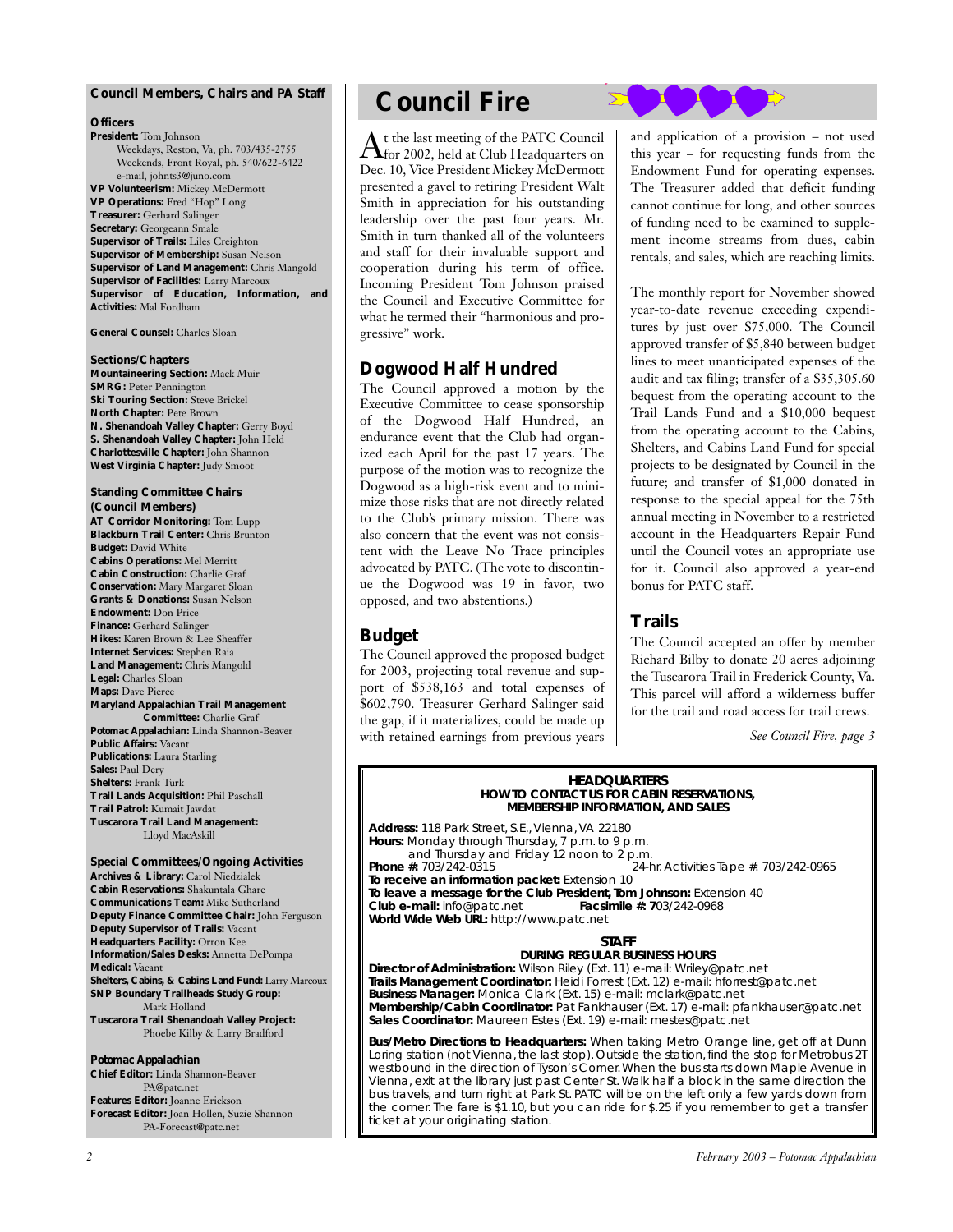## Council Members, Chairs and PA Staff

### Officers

**President:** Tom Johnson
Weekdays, Reston, Va, ph. 703/435-2755
Weekends, Front Royal, ph. 540/622-6422
e-mail, johnts3@juno.com
**VP Volunteerism:** Mickey McDermott
**VP Operations:** Fred "Hop" Long
**Treasurer:** Gerhard Salinger
**Secretary:** Georgeann Smale
**Supervisor of Trails:** Liles Creighton
**Supervisor of Membership:** Susan Nelson
**Supervisor of Land Management:** Chris Mangold
**Supervisor of Facilities:** Larry Marcoux
**Supervisor of Education, Information, and Activities:** Mal Fordham

**General Counsel:** Charles Sloan

### Sections/Chapters

**Mountaineering Section:** Mack Muir
**SMRG:** Peter Pennington
**Ski Touring Section:** Steve Brickel
**North Chapter:** Pete Brown
**N. Shenandoah Valley Chapter:** Gerry Boyd
**S. Shenandoah Valley Chapter:** John Held
**Charlottesville Chapter:** John Shannon
**West Virginia Chapter:** Judy Smoot

### Standing Committee Chairs (Council Members)

**AT Corridor Monitoring:** Tom Lupp
**Blackburn Trail Center:** Chris Brunton
**Budget:** David White
**Cabins Operations:** Mel Merritt
**Cabin Construction:** Charlie Graf
**Conservation:** Mary Margaret Sloan
**Grants & Donations:** Susan Nelson
**Endowment:** Don Price
**Finance:** Gerhard Salinger
**Hikes:** Karen Brown & Lee Sheaffer
**Internet Services:** Stephen Raia
**Land Management:** Chris Mangold
**Legal:** Charles Sloan
**Maps:** Dave Pierce
**Maryland Appalachian Trail Management Committee:** Charlie Graf
**Potomac Appalachian:** Linda Shannon-Beaver
**Public Affairs:** Vacant
**Publications:** Laura Starling
**Sales:** Paul Dery
**Shelters:** Frank Turk
**Trail Lands Acquisition:** Phil Paschall
**Trail Patrol:** Kumait Jawdat
**Tuscarora Trail Land Management:** Lloyd MacAskill

### Special Committees/Ongoing Activities

**Archives & Library:** Carol Niedzialek
**Cabin Reservations:** Shakuntala Ghare
**Communications Team:** Mike Sutherland
**Deputy Finance Committee Chair:** John Ferguson
**Deputy Supervisor of Trails:** Vacant
**Headquarters Facility:** Orron Kee
**Information/Sales Desks:** Annetta DePompa
**Medical:** Vacant
**Shelters, Cabins, & Cabins Land Fund:** Larry Marcoux
**SNP Boundary Trailheads Study Group:** Mark Holland
**Tuscarora Trail Shenandoah Valley Project:** Phoebe Kilby & Larry Bradford

### Potomac Appalachian

**Chief Editor:** Linda Shannon-Beaver
PA@patc.net
**Features Editor:** Joanne Erickson
**Forecast Editor:** Joan Hollen, Suzie Shannon
PA-Forecast@patc.net

# Council Fire

At the last meeting of the PATC Council for 2002, held at Club Headquarters on Dec. 10, Vice President Mickey McDermott presented a gavel to retiring President Walt Smith in appreciation for his outstanding leadership over the past four years. Mr. Smith in turn thanked all of the volunteers and staff for their invaluable support and cooperation during his term of office. Incoming President Tom Johnson praised the Council and Executive Committee for what he termed their "harmonious and progressive" work.

## Dogwood Half Hundred

The Council approved a motion by the Executive Committee to cease sponsorship of the Dogwood Half Hundred, an endurance event that the Club had organized each April for the past 17 years. The purpose of the motion was to recognize the Dogwood as a high-risk event and to minimize those risks that are not directly related to the Club's primary mission. There was also concern that the event was not consistent with the Leave No Trace principles advocated by PATC. (The vote to discontinue the Dogwood was 19 in favor, two opposed, and two abstentions.)

## Budget

The Council approved the proposed budget for 2003, projecting total revenue and support of $538,163 and total expenses of $602,790. Treasurer Gerhard Salinger said the gap, if it materializes, could be made up with retained earnings from previous years and application of a provision – not used this year – for requesting funds from the Endowment Fund for operating expenses. The Treasurer added that deficit funding cannot continue for long, and other sources of funding need to be examined to supplement income streams from dues, cabin rentals, and sales, which are reaching limits.

The monthly report for November showed year-to-date revenue exceeding expenditures by just over $75,000. The Council approved transfer of $5,840 between budget lines to meet unanticipated expenses of the audit and tax filing; transfer of a $35,305.60 bequest from the operating account to the Trail Lands Fund and a $10,000 bequest from the operating account to the Cabins, Shelters, and Cabins Land Fund for special projects to be designated by Council in the future; and transfer of $1,000 donated in response to the special appeal for the 75th annual meeting in November to a restricted account in the Headquarters Repair Fund until the Council votes an appropriate use for it. Council also approved a year-end bonus for PATC staff.

## Trails

The Council accepted an offer by member Richard Bilby to donate 20 acres adjoining the Tuscarora Trail in Frederick County, Va. This parcel will afford a wilderness buffer for the trail and road access for trail crews.

*See Council Fire, page 3*

---

**HEADQUARTERS**
**HOW TO CONTACT US FOR CABIN RESERVATIONS, MEMBERSHIP INFORMATION, AND SALES**

**Address:** 118 Park Street, S.E., Vienna, VA 22180
**Hours:** Monday through Thursday, 7 p.m. to 9 p.m. and Thursday and Friday 12 noon to 2 p.m.
**Phone #:** 703/242-0315 — 24-hr. Activities Tape #: 703/242-0965
**To receive an information packet:** Extension 10
**To leave a message for the Club President, Tom Johnson:** Extension 40
**Club e-mail:** info@patc.net — **Facsimile #:** 703/242-0968
**World Wide Web URL:** http://www.patc.net

**STAFF**
**DURING REGULAR BUSINESS HOURS**

**Director of Administration:** Wilson Riley (Ext. 11) e-mail: Wriley@patc.net
**Trails Management Coordinator:** Heidi Forrest (Ext. 12) e-mail: hforrest@patc.net
**Business Manager:** Monica Clark (Ext. 15) e-mail: mclark@patc.net
**Membership/Cabin Coordinator:** Pat Fankhauser (Ext. 17) e-mail: pfankhauser@patc.net
**Sales Coordinator:** Maureen Estes (Ext. 19) e-mail: mestes@patc.net

**Bus/Metro Directions to Headquarters:** When taking Metro Orange line, get off at Dunn Loring station (not Vienna, the last stop). Outside the station, find the stop for Metrobus 2T westbound in the direction of Tyson's Corner. When the bus starts down Maple Avenue in Vienna, exit at the library just past Center St. Walk half a block in the same direction the bus travels, and turn right at Park St. PATC will be on the left only a few yards down from the corner. The fare is $1.10, but you can ride for $.25 if you remember to get a transfer ticket at your originating station.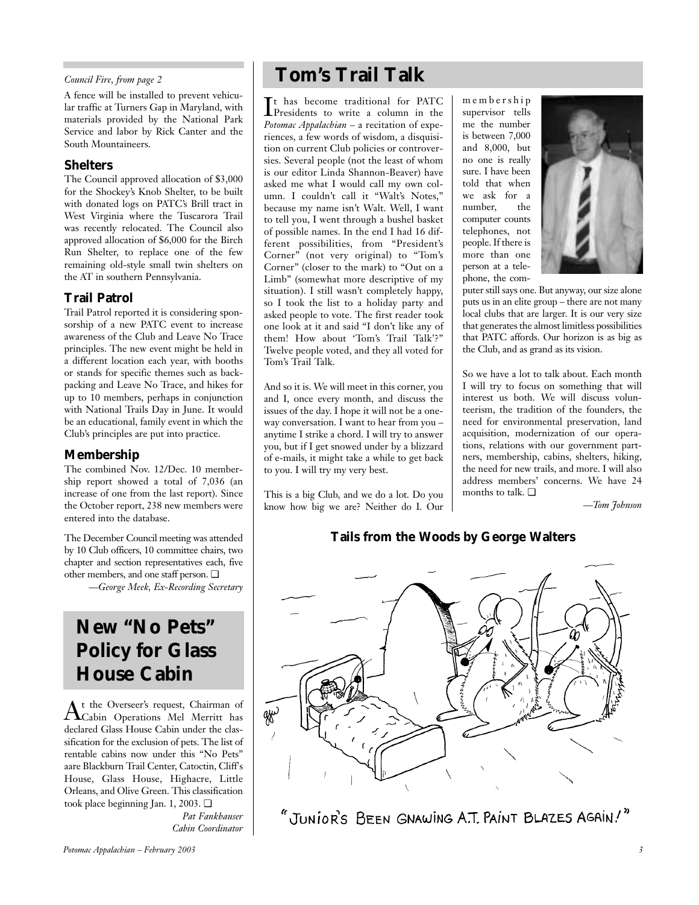*Council Fire, from page 2*

A fence will be installed to prevent vehicular traffic at Turners Gap in Maryland, with materials provided by the National Park Service and labor by Rick Canter and the South Mountaineers.

### Shelters

The Council approved allocation of $3,000 for the Shockey's Knob Shelter, to be built with donated logs on PATC's Brill tract in West Virginia where the Tuscarora Trail was recently relocated. The Council also approved allocation of $6,000 for the Birch Run Shelter, to replace one of the few remaining old-style small twin shelters on the AT in southern Pennsylvania.

### Trail Patrol

Trail Patrol reported it is considering sponsorship of a new PATC event to increase awareness of the Club and Leave No Trace principles. The new event might be held in a different location each year, with booths or stands for specific themes such as backpacking and Leave No Trace, and hikes for up to 10 members, perhaps in conjunction with National Trails Day in June. It would be an educational, family event in which the Club's principles are put into practice.

### Membership

The combined Nov. 12/Dec. 10 membership report showed a total of 7,036 (an increase of one from the last report). Since the October report, 238 new members were entered into the database.

The December Council meeting was attended by 10 Club officers, 10 committee chairs, two chapter and section representatives each, five other members, and one staff person. ❑

*—George Meek, Ex-Recording Secretary*

## New "No Pets" Policy for Glass House Cabin

At the Overseer's request, Chairman of Cabin Operations Mel Merritt has declared Glass House Cabin under the classification for the exclusion of pets. The list of rentable cabins now under this "No Pets" aare Blackburn Trail Center, Catoctin, Cliff's House, Glass House, Highacre, Little Orleans, and Olive Green. This classification took place beginning Jan. 1, 2003. ❑

*Pat Fankhauser*
*Cabin Coordinator*

## Tom's Trail Talk

It has become traditional for PATC Presidents to write a column in the *Potomac Appalachian* – a recitation of experiences, a few words of wisdom, a disquisition on current Club policies or controversies. Several people (not the least of whom is our editor Linda Shannon-Beaver) have asked me what I would call my own column. I couldn't call it "Walt's Notes," because my name isn't Walt. Well, I want to tell you, I went through a bushel basket of possible names. In the end I had 16 different possibilities, from "President's Corner" (not very original) to "Tom's Corner" (closer to the mark) to "Out on a Limb" (somewhat more descriptive of my situation). I still wasn't completely happy, so I took the list to a holiday party and asked people to vote. The first reader took one look at it and said "I don't like any of them! How about 'Tom's Trail Talk'?" Twelve people voted, and they all voted for Tom's Trail Talk.

And so it is. We will meet in this corner, you and I, once every month, and discuss the issues of the day. I hope it will not be a one-way conversation. I want to hear from you – anytime I strike a chord. I will try to answer you, but if I get snowed under by a blizzard of e-mails, it might take a while to get back to you. I will try my very best.

This is a big Club, and we do a lot. Do you know how big we are? Neither do I. Our membership supervisor tells me the number is between 7,000 and 8,000, but no one is really sure. I have been told that when we ask for a number, the computer counts telephones, not people. If there is more than one person at a telephone, the computer still says one. But anyway, our size alone puts us in an elite group – there are not many local clubs that are larger. It is our very size that generates the almost limitless possibilities that PATC affords. Our horizon is as big as the Club, and as grand as its vision.

So we have a lot to talk about. Each month I will try to focus on something that will interest us both. We will discuss volunteerism, the tradition of the founders, the need for environmental preservation, land acquisition, modernization of our operations, relations with our government partners, membership, cabins, shelters, hiking, the need for new trails, and more. I will also address members' concerns. We have 24 months to talk. ❑

*—Tom Johnson*

### Tails from the Woods by George Walters

"JUNIOR'S BEEN GNAWING A.T. PAINT BLAZES AGAIN!"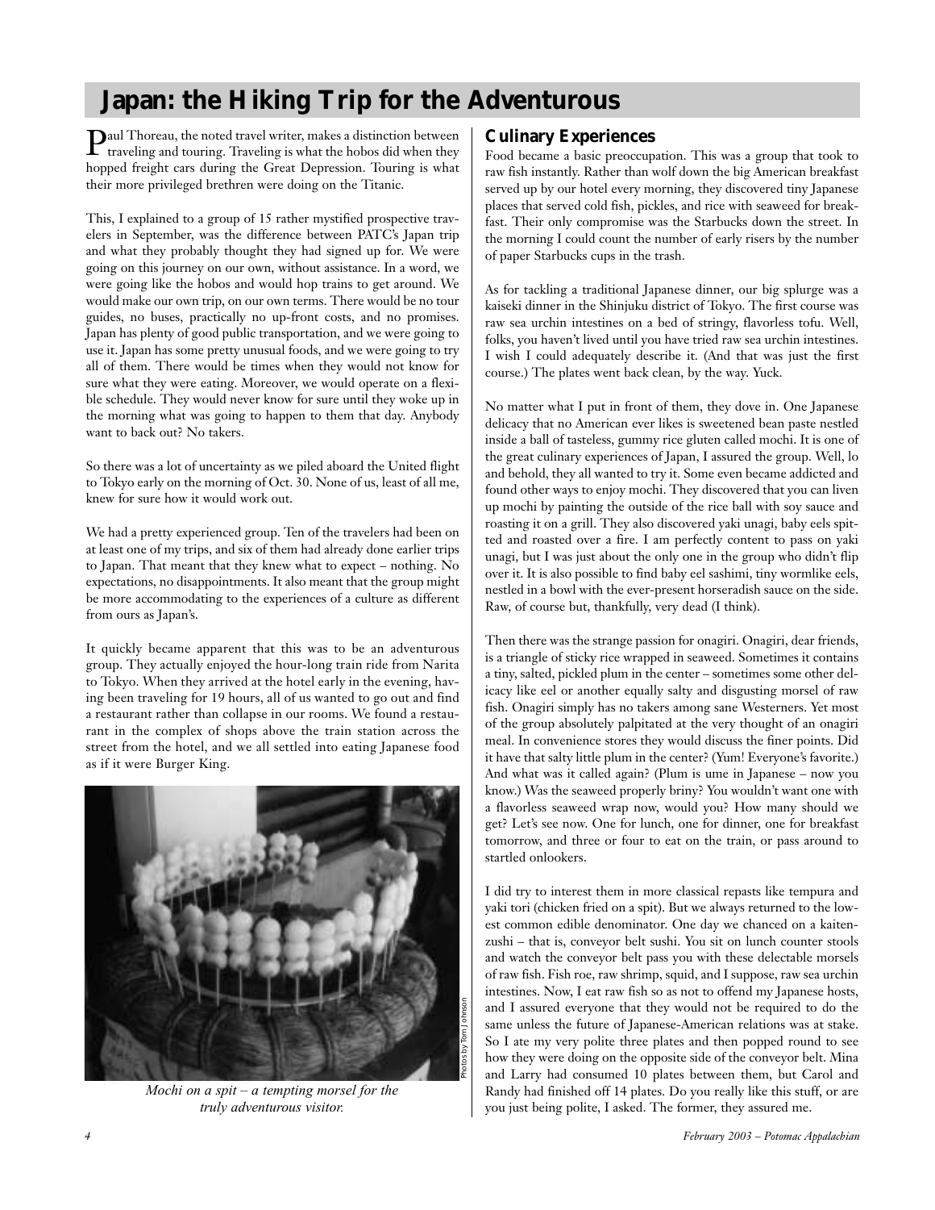# Japan: the Hiking Trip for the Adventurous

Paul Thoreau, the noted travel writer, makes a distinction between traveling and touring. Traveling is what the hobos did when they hopped freight cars during the Great Depression. Touring is what their more privileged brethren were doing on the Titanic.

This, I explained to a group of 15 rather mystified prospective travelers in September, was the difference between PATC's Japan trip and what they probably thought they had signed up for. We were going on this journey on our own, without assistance. In a word, we were going like the hobos and would hop trains to get around. We would make our own trip, on our own terms. There would be no tour guides, no buses, practically no up-front costs, and no promises. Japan has plenty of good public transportation, and we were going to use it. Japan has some pretty unusual foods, and we were going to try all of them. There would be times when they would not know for sure what they were eating. Moreover, we would operate on a flexible schedule. They would never know for sure until they woke up in the morning what was going to happen to them that day. Anybody want to back out? No takers.

So there was a lot of uncertainty as we piled aboard the United flight to Tokyo early on the morning of Oct. 30. None of us, least of all me, knew for sure how it would work out.

We had a pretty experienced group. Ten of the travelers had been on at least one of my trips, and six of them had already done earlier trips to Japan. That meant that they knew what to expect – nothing. No expectations, no disappointments. It also meant that the group might be more accommodating to the experiences of a culture as different from ours as Japan's.

It quickly became apparent that this was to be an adventurous group. They actually enjoyed the hour-long train ride from Narita to Tokyo. When they arrived at the hotel early in the evening, having been traveling for 19 hours, all of us wanted to go out and find a restaurant rather than collapse in our rooms. We found a restaurant in the complex of shops above the train station across the street from the hotel, and we all settled into eating Japanese food as if it were Burger King.

*Mochi on a spit – a tempting morsel for the truly adventurous visitor.*

Photos by Tom Johnson

## Culinary Experiences

Food became a basic preoccupation. This was a group that took to raw fish instantly. Rather than wolf down the big American breakfast served up by our hotel every morning, they discovered tiny Japanese places that served cold fish, pickles, and rice with seaweed for breakfast. Their only compromise was the Starbucks down the street. In the morning I could count the number of early risers by the number of paper Starbucks cups in the trash.

As for tackling a traditional Japanese dinner, our big splurge was a kaiseki dinner in the Shinjuku district of Tokyo. The first course was raw sea urchin intestines on a bed of stringy, flavorless tofu. Well, folks, you haven't lived until you have tried raw sea urchin intestines. I wish I could adequately describe it. (And that was just the first course.) The plates went back clean, by the way. Yuck.

No matter what I put in front of them, they dove in. One Japanese delicacy that no American ever likes is sweetened bean paste nestled inside a ball of tasteless, gummy rice gluten called mochi. It is one of the great culinary experiences of Japan, I assured the group. Well, lo and behold, they all wanted to try it. Some even became addicted and found other ways to enjoy mochi. They discovered that you can liven up mochi by painting the outside of the rice ball with soy sauce and roasting it on a grill. They also discovered yaki unagi, baby eels spitted and roasted over a fire. I am perfectly content to pass on yaki unagi, but I was just about the only one in the group who didn't flip over it. It is also possible to find baby eel sashimi, tiny wormlike eels, nestled in a bowl with the ever-present horseradish sauce on the side. Raw, of course but, thankfully, very dead (I think).

Then there was the strange passion for onagiri. Onagiri, dear friends, is a triangle of sticky rice wrapped in seaweed. Sometimes it contains a tiny, salted, pickled plum in the center – sometimes some other delicacy like eel or another equally salty and disgusting morsel of raw fish. Onagiri simply has no takers among sane Westerners. Yet most of the group absolutely palpitated at the very thought of an onagiri meal. In convenience stores they would discuss the finer points. Did it have that salty little plum in the center? (Yum! Everyone's favorite.) And what was it called again? (Plum is ume in Japanese – now you know.) Was the seaweed properly briny? You wouldn't want one with a flavorless seaweed wrap now, would you? How many should we get? Let's see now. One for lunch, one for dinner, one for breakfast tomorrow, and three or four to eat on the train, or pass around to startled onlookers.

I did try to interest them in more classical repasts like tempura and yaki tori (chicken fried on a spit). But we always returned to the lowest common edible denominator. One day we chanced on a kaitenzushi – that is, conveyor belt sushi. You sit on lunch counter stools and watch the conveyor belt pass you with these delectable morsels of raw fish. Fish roe, raw shrimp, squid, and I suppose, raw sea urchin intestines. Now, I eat raw fish so as not to offend my Japanese hosts, and I assured everyone that they would not be required to do the same unless the future of Japanese-American relations was at stake. So I ate my very polite three plates and then popped round to see how they were doing on the opposite side of the conveyor belt. Mina and Larry had consumed 10 plates between them, but Carol and Randy had finished off 14 plates. Do you really like this stuff, or are you just being polite, I asked. The former, they assured me.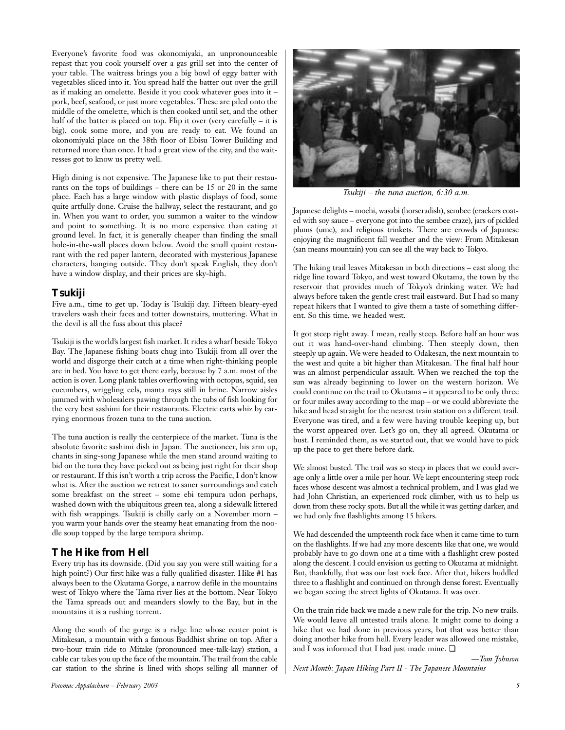Everyone's favorite food was okonomiyaki, an unpronounceable repast that you cook yourself over a gas grill set into the center of your table. The waitress brings you a big bowl of eggy batter with vegetables sliced into it. You spread half the batter out over the grill as if making an omelette. Beside it you cook whatever goes into it – pork, beef, seafood, or just more vegetables. These are piled onto the middle of the omelette, which is then cooked until set, and the other half of the batter is placed on top. Flip it over (very carefully – it is big), cook some more, and you are ready to eat. We found an okonomiyaki place on the 38th floor of Ebisu Tower Building and returned more than once. It had a great view of the city, and the waitresses got to know us pretty well.

High dining is not expensive. The Japanese like to put their restaurants on the tops of buildings – there can be 15 or 20 in the same place. Each has a large window with plastic displays of food, some quite artfully done. Cruise the hallway, select the restaurant, and go in. When you want to order, you summon a waiter to the window and point to something. It is no more expensive than eating at ground level. In fact, it is generally cheaper than finding the small hole-in-the-wall places down below. Avoid the small quaint restaurant with the red paper lantern, decorated with mysterious Japanese characters, hanging outside. They don't speak English, they don't have a window display, and their prices are sky-high.

## Tsukiji

Five a.m., time to get up. Today is Tsukiji day. Fifteen bleary-eyed travelers wash their faces and totter downstairs, muttering. What in the devil is all the fuss about this place?

Tsukiji is the world's largest fish market. It rides a wharf beside Tokyo Bay. The Japanese fishing boats chug into Tsukiji from all over the world and disgorge their catch at a time when right-thinking people are in bed. You have to get there early, because by 7 a.m. most of the action is over. Long plank tables overflowing with octopus, squid, sea cucumbers, wriggling eels, manta rays still in brine. Narrow aisles jammed with wholesalers pawing through the tubs of fish looking for the very best sashimi for their restaurants. Electric carts whiz by carrying enormous frozen tuna to the tuna auction.

The tuna auction is really the centerpiece of the market. Tuna is the absolute favorite sashimi dish in Japan. The auctioneer, his arm up, chants in sing-song Japanese while the men stand around waiting to bid on the tuna they have picked out as being just right for their shop or restaurant. If this isn't worth a trip across the Pacific, I don't know what is. After the auction we retreat to saner surroundings and catch some breakfast on the street – some ebi tempura udon perhaps, washed down with the ubiquitous green tea, along a sidewalk littered with fish wrappings. Tsukiji is chilly early on a November morn – you warm your hands over the steamy heat emanating from the noodle soup topped by the large tempura shrimp.

## The Hike from Hell

Every trip has its downside. (Did you say you were still waiting for a high point?) Our first hike was a fully qualified disaster. Hike #1 has always been to the Okutama Gorge, a narrow defile in the mountains west of Tokyo where the Tama river lies at the bottom. Near Tokyo the Tama spreads out and meanders slowly to the Bay, but in the mountains it is a rushing torrent.

Along the south of the gorge is a ridge line whose center point is Mitakesan, a mountain with a famous Buddhist shrine on top. After a two-hour train ride to Mitake (pronounced mee-talk-kay) station, a cable car takes you up the face of the mountain. The trail from the cable car station to the shrine is lined with shops selling all manner of Japanese delights – mochi, wasabi (horseradish), sembee (crackers coated with soy sauce – everyone got into the sembee craze), jars of pickled plums (ume), and religious trinkets. There are crowds of Japanese enjoying the magnificent fall weather and the view: From Mitakesan (san means mountain) you can see all the way back to Tokyo.

*Tsukiji – the tuna auction, 6:30 a.m.*

The hiking trail leaves Mitakesan in both directions – east along the ridge line toward Tokyo, and west toward Okutama, the town by the reservoir that provides much of Tokyo's drinking water. We had always before taken the gentle crest trail eastward. But I had so many repeat hikers that I wanted to give them a taste of something different. So this time, we headed west.

It got steep right away. I mean, really steep. Before half an hour was out it was hand-over-hand climbing. Then steeply down, then steeply up again. We were headed to Odakesan, the next mountain to the west and quite a bit higher than Mitakesan. The final half hour was an almost perpendicular assault. When we reached the top the sun was already beginning to lower on the western horizon. We could continue on the trail to Okutama – it appeared to be only three or four miles away according to the map – or we could abbreviate the hike and head straight for the nearest train station on a different trail. Everyone was tired, and a few were having trouble keeping up, but the worst appeared over. Let's go on, they all agreed. Okutama or bust. I reminded them, as we started out, that we would have to pick up the pace to get there before dark.

We almost busted. The trail was so steep in places that we could average only a little over a mile per hour. We kept encountering steep rock faces whose descent was almost a technical problem, and I was glad we had John Christian, an experienced rock climber, with us to help us down from these rocky spots. But all the while it was getting darker, and we had only five flashlights among 15 hikers.

We had descended the umpteenth rock face when it came time to turn on the flashlights. If we had any more descents like that one, we would probably have to go down one at a time with a flashlight crew posted along the descent. I could envision us getting to Okutama at midnight. But, thankfully, that was our last rock face. After that, hikers huddled three to a flashlight and continued on through dense forest. Eventually we began seeing the street lights of Okutama. It was over.

On the train ride back we made a new rule for the trip. No new trails. We would leave all untested trails alone. It might come to doing a hike that we had done in previous years, but that was better than doing another hike from hell. Every leader was allowed one mistake, and I was informed that I had just made mine. ❑

*—Tom Johnson*

*Next Month: Japan Hiking Part II - The Japanese Mountains*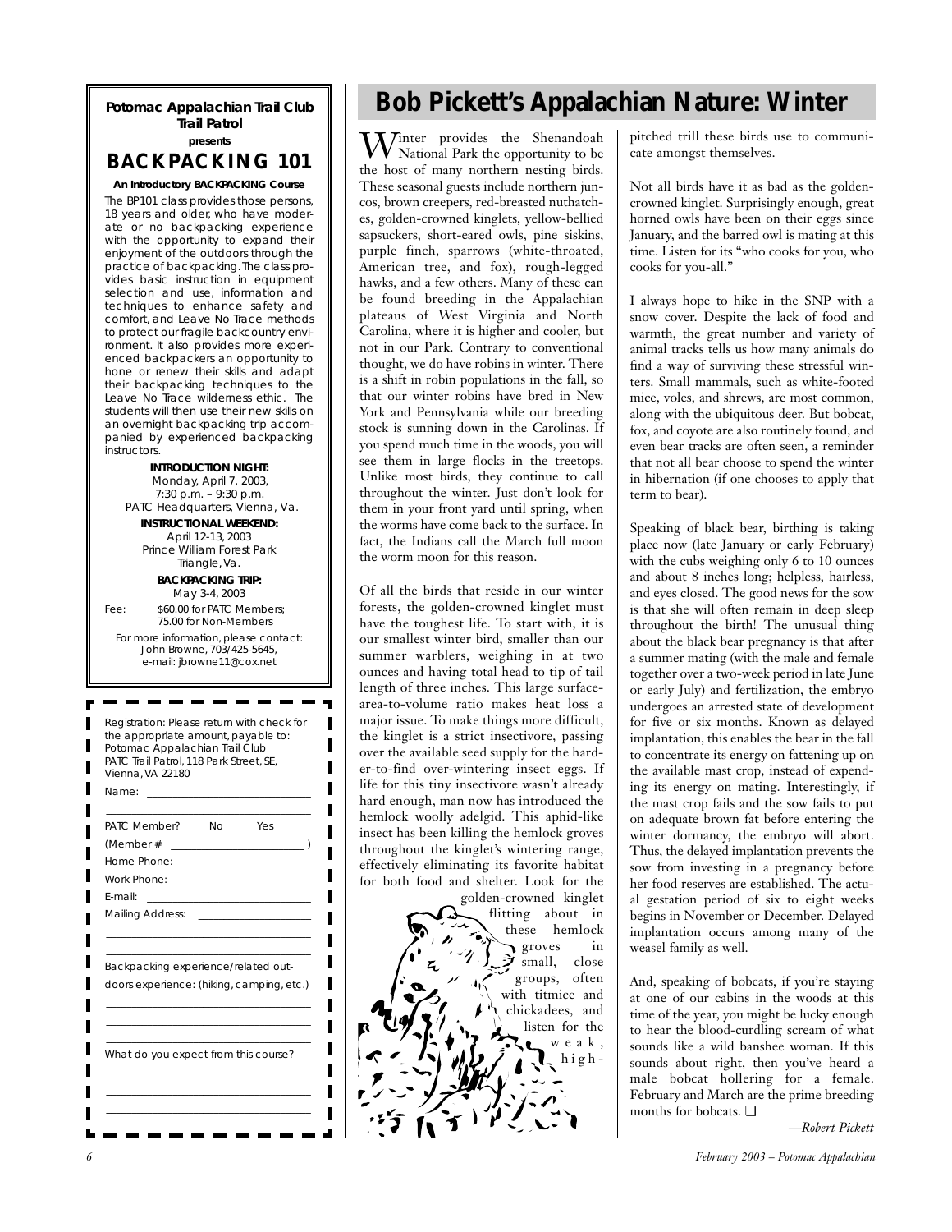**Potomac Appalachian Trail Club Trail Patrol**

**presents**

## BACKPACKING 101

**An Introductory BACKPACKING Course**

The BP101 class provides those persons, 18 years and older, who have moderate or no backpacking experience with the opportunity to expand their enjoyment of the outdoors through the practice of backpacking. The class provides basic instruction in equipment selection and use, information and techniques to enhance safety and comfort, and Leave No Trace methods to protect our fragile backcountry environment. It also provides more experienced backpackers an opportunity to hone or renew their skills and adapt their backpacking techniques to the Leave No Trace wilderness ethic. The students will then use their new skills on an overnight backpacking trip accompanied by experienced backpacking instructors.

**INTRODUCTION NIGHT:**
Monday, April 7, 2003,
7:30 p.m. – 9:30 p.m.
PATC Headquarters, Vienna, Va.

**INSTRUCTIONAL WEEKEND:**
April 12-13, 2003
Prince William Forest Park
Triangle, Va.

**BACKPACKING TRIP:**
May 3-4, 2003

Fee: $60.00 for PATC Members; 75.00 for Non-Members

For more information, please contact:
John Browne, 703/425-5645,
e-mail: jbrowne11@cox.net

---

Registration: Please return with check for the appropriate amount, payable to: Potomac Appalachian Trail Club PATC Trail Patrol, 118 Park Street, SE, Vienna, VA 22180

Name: ______________________________

PATC Member? No Yes

(Member # ____________________ )

Home Phone: ______________________

Work Phone: ______________________

E-mail: ___________________________

Mailing Address: ___________________

Backpacking experience/related outdoors experience: (hiking, camping, etc.)

What do you expect from this course?

---

# Bob Pickett's Appalachian Nature: Winter

Winter provides the Shenandoah National Park the opportunity to be the host of many northern nesting birds. These seasonal guests include northern juncos, brown creepers, red-breasted nuthatches, golden-crowned kinglets, yellow-bellied sapsuckers, short-eared owls, pine siskins, purple finch, sparrows (white-throated, American tree, and fox), rough-legged hawks, and a few others. Many of these can be found breeding in the Appalachian plateaus of West Virginia and North Carolina, where it is higher and cooler, but not in our Park. Contrary to conventional thought, we do have robins in winter. There is a shift in robin populations in the fall, so that our winter robins have bred in New York and Pennsylvania while our breeding stock is sunning down in the Carolinas. If you spend much time in the woods, you will see them in large flocks in the treetops. Unlike most birds, they continue to call throughout the winter. Just don't look for them in your front yard until spring, when the worms have come back to the surface. In fact, the Indians call the March full moon the worm moon for this reason.

Of all the birds that reside in our winter forests, the golden-crowned kinglet must have the toughest life. To start with, it is our smallest winter bird, smaller than our summer warblers, weighing in at two ounces and having total head to tip of tail length of three inches. This large surface-area-to-volume ratio makes heat loss a major issue. To make things more difficult, the kinglet is a strict insectivore, passing over the available seed supply for the harder-to-find over-wintering insect eggs. If life for this tiny insectivore wasn't already hard enough, man now has introduced the hemlock woolly adelgid. This aphid-like insect has been killing the hemlock groves throughout the kinglet's wintering range, effectively eliminating its favorite habitat for both food and shelter. Look for the golden-crowned kinglet flitting about in these hemlock groves in small, close groups, often with titmice and chickadees, and listen for the weak, high-pitched trill these birds use to communicate amongst themselves.

Not all birds have it as bad as the golden-crowned kinglet. Surprisingly enough, great horned owls have been on their eggs since January, and the barred owl is mating at this time. Listen for its "who cooks for you, who cooks for you-all."

I always hope to hike in the SNP with a snow cover. Despite the lack of food and warmth, the great number and variety of animal tracks tells us how many animals do find a way of surviving these stressful winters. Small mammals, such as white-footed mice, voles, and shrews, are most common, along with the ubiquitous deer. But bobcat, fox, and coyote are also routinely found, and even bear tracks are often seen, a reminder that not all bear choose to spend the winter in hibernation (if one chooses to apply that term to bear).

Speaking of black bear, birthing is taking place now (late January or early February) with the cubs weighing only 6 to 10 ounces and about 8 inches long; helpless, hairless, and eyes closed. The good news for the sow is that she will often remain in deep sleep throughout the birth! The unusual thing about the black bear pregnancy is that after a summer mating (with the male and female together over a two-week period in late June or early July) and fertilization, the embryo undergoes an arrested state of development for five or six months. Known as delayed implantation, this enables the bear in the fall to concentrate its energy on fattening up on the available mast crop, instead of expending its energy on mating. Interestingly, if the mast crop fails and the sow fails to put on adequate brown fat before entering the winter dormancy, the embryo will abort. Thus, the delayed implantation prevents the sow from investing in a pregnancy before her food reserves are established. The actual gestation period of six to eight weeks begins in November or December. Delayed implantation occurs among many of the weasel family as well.

And, speaking of bobcats, if you're staying at one of our cabins in the woods at this time of the year, you might be lucky enough to hear the blood-curdling scream of what sounds like a wild banshee woman. If this sounds about right, then you've heard a male bobcat hollering for a female. February and March are the prime breeding months for bobcats. ❑

*—Robert Pickett*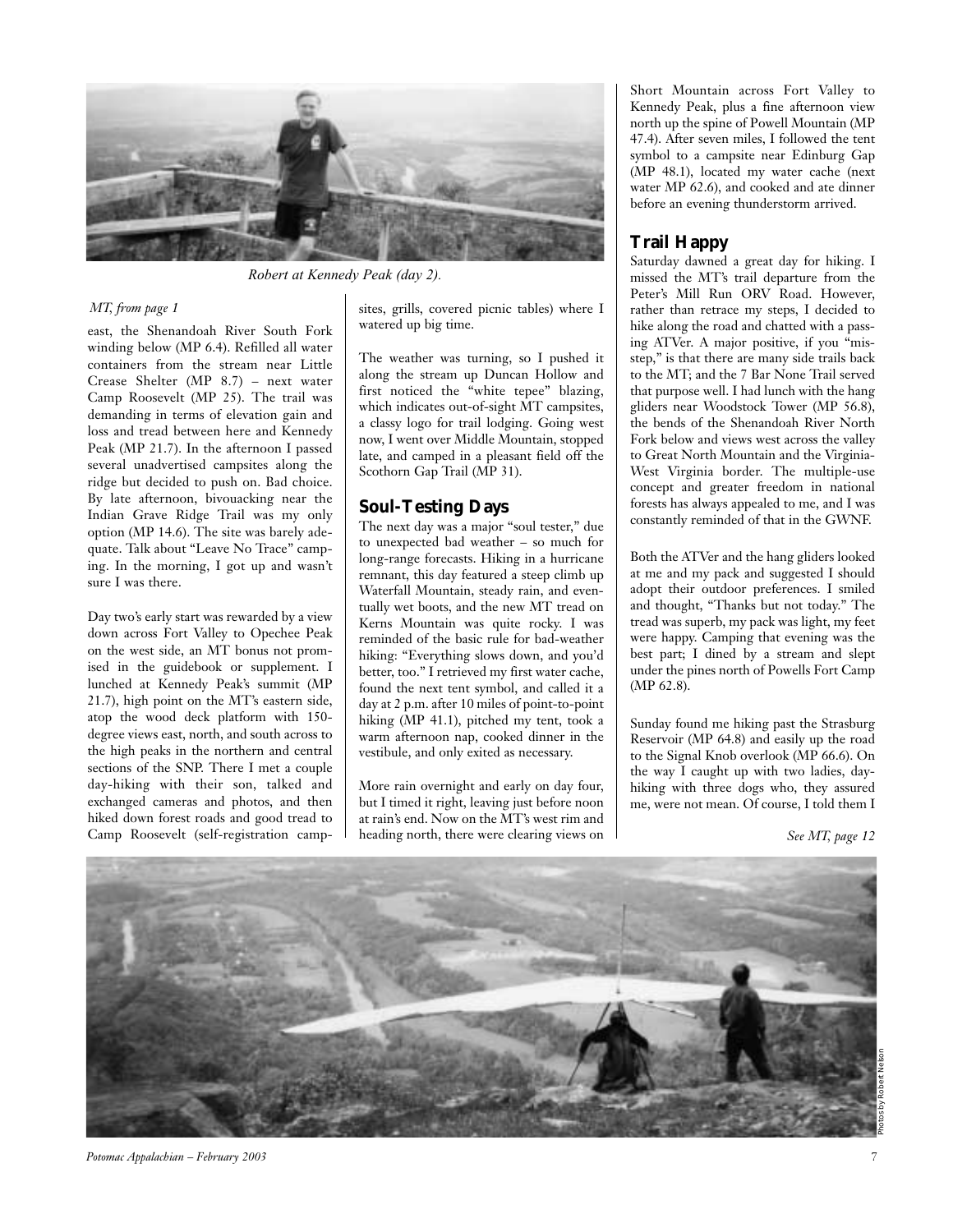Robert at Kennedy Peak (day 2).

*MT, from page 1*

east, the Shenandoah River South Fork winding below (MP 6.4). Refilled all water containers from the stream near Little Crease Shelter (MP 8.7) – next water Camp Roosevelt (MP 25). The trail was demanding in terms of elevation gain and loss and tread between here and Kennedy Peak (MP 21.7). In the afternoon I passed several unadvertised campsites along the ridge but decided to push on. Bad choice. By late afternoon, bivouacking near the Indian Grave Ridge Trail was my only option (MP 14.6). The site was barely adequate. Talk about "Leave No Trace" camping. In the morning, I got up and wasn't sure I was there.

Day two's early start was rewarded by a view down across Fort Valley to Opechee Peak on the west side, an MT bonus not promised in the guidebook or supplement. I lunched at Kennedy Peak's summit (MP 21.7), high point on the MT's eastern side, atop the wood deck platform with 150-degree views east, north, and south across to the high peaks in the northern and central sections of the SNP. There I met a couple day-hiking with their son, talked and exchanged cameras and photos, and then hiked down forest roads and good tread to Camp Roosevelt (self-registration campsites, grills, covered picnic tables) where I watered up big time.

The weather was turning, so I pushed it along the stream up Duncan Hollow and first noticed the "white tepee" blazing, which indicates out-of-sight MT campsites, a classy logo for trail lodging. Going west now, I went over Middle Mountain, stopped late, and camped in a pleasant field off the Scothorn Gap Trail (MP 31).

## Soul-Testing Days

The next day was a major "soul tester," due to unexpected bad weather – so much for long-range forecasts. Hiking in a hurricane remnant, this day featured a steep climb up Waterfall Mountain, steady rain, and eventually wet boots, and the new MT tread on Kerns Mountain was quite rocky. I was reminded of the basic rule for bad-weather hiking: "Everything slows down, and you'd better, too." I retrieved my first water cache, found the next tent symbol, and called it a day at 2 p.m. after 10 miles of point-to-point hiking (MP 41.1), pitched my tent, took a warm afternoon nap, cooked dinner in the vestibule, and only exited as necessary.

More rain overnight and early on day four, but I timed it right, leaving just before noon at rain's end. Now on the MT's west rim and heading north, there were clearing views on Short Mountain across Fort Valley to Kennedy Peak, plus a fine afternoon view north up the spine of Powell Mountain (MP 47.4). After seven miles, I followed the tent symbol to a campsite near Edinburg Gap (MP 48.1), located my water cache (next water MP 62.6), and cooked and ate dinner before an evening thunderstorm arrived.

## Trail Happy

Saturday dawned a great day for hiking. I missed the MT's trail departure from the Peter's Mill Run ORV Road. However, rather than retrace my steps, I decided to hike along the road and chatted with a passing ATVer. A major positive, if you "misstep," is that there are many side trails back to the MT; and the 7 Bar None Trail served that purpose well. I had lunch with the hang gliders near Woodstock Tower (MP 56.8), the bends of the Shenandoah River North Fork below and views west across the valley to Great North Mountain and the Virginia-West Virginia border. The multiple-use concept and greater freedom in national forests has always appealed to me, and I was constantly reminded of that in the GWNF.

Both the ATVer and the hang gliders looked at me and my pack and suggested I should adopt their outdoor preferences. I smiled and thought, "Thanks but not today." The tread was superb, my pack was light, my feet were happy. Camping that evening was the best part; I dined by a stream and slept under the pines north of Powells Fort Camp (MP 62.8).

Sunday found me hiking past the Strasburg Reservoir (MP 64.8) and easily up the road to the Signal Knob overlook (MP 66.6). On the way I caught up with two ladies, day-hiking with three dogs who, they assured me, were not mean. Of course, I told them I

*See MT, page 12*

Photos by Robert Nelson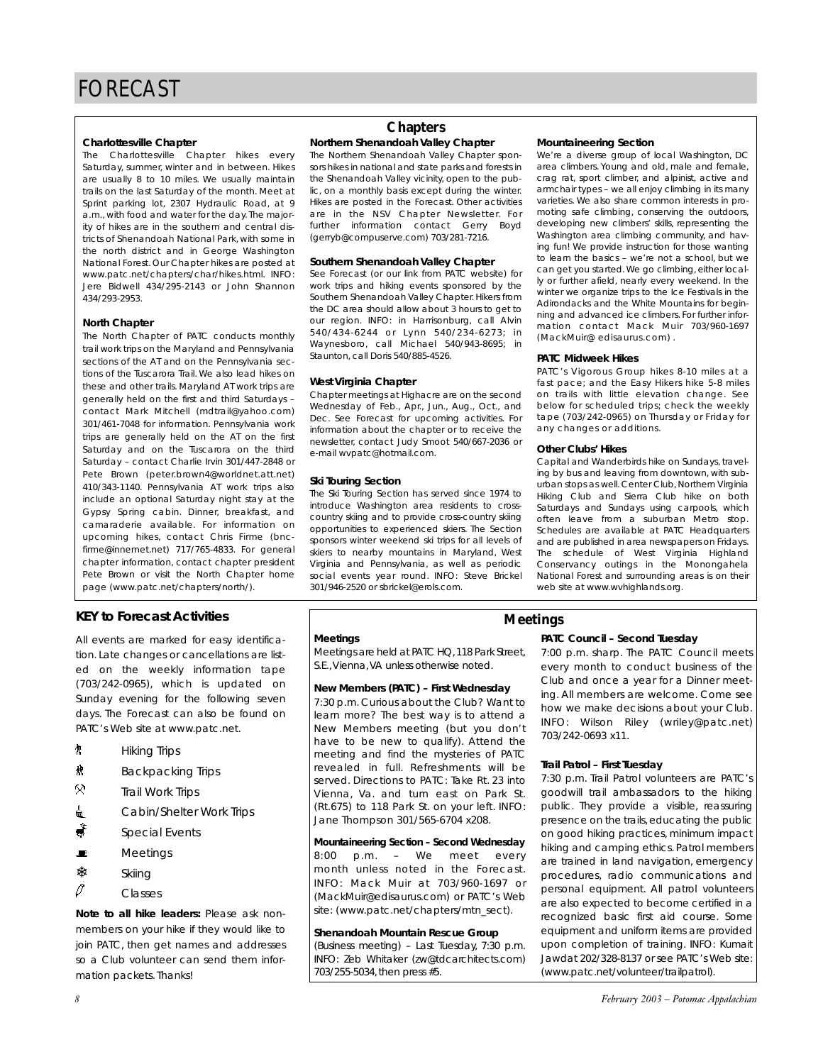# FORECAST

## Chapters

### Charlottesville Chapter

The Charlottesville Chapter hikes every Saturday, summer, winter and in between. Hikes are usually 8 to 10 miles. We usually maintain trails on the last Saturday of the month. Meet at Sprint parking lot, 2307 Hydraulic Road, at 9 a.m., with food and water for the day. The majority of hikes are in the southern and central districts of Shenandoah National Park, with some in the north district and in George Washington National Forest. Our Chapter hikes are posted at www.patc.net/chapters/char/hikes.html. INFO: Jere Bidwell 434/295-2143 or John Shannon 434/293-2953.

### North Chapter

The North Chapter of PATC conducts monthly trail work trips on the Maryland and Pennsylvania sections of the AT and on the Pennsylvania sections of the Tuscarora Trail. We also lead hikes on these and other trails. Maryland AT work trips are generally held on the first and third Saturdays – contact Mark Mitchell (mdtrail@yahoo.com) 301/461-7048 for information. Pennsylvania work trips are generally held on the AT on the first Saturday and on the Tuscarora on the third Saturday – contact Charlie Irvin 301/447-2848 or Pete Brown (peter.brown4@worldnet.att.net) 410/343-1140. Pennsylvania AT work trips also include an optional Saturday night stay at the Gypsy Spring cabin. Dinner, breakfast, and camaraderie available. For information on upcoming hikes, contact Chris Firme (bncfirme@innernet.net) 717/765-4833. For general chapter information, contact chapter president Pete Brown or visit the North Chapter home page (www.patc.net/chapters/north/).

### Northern Shenandoah Valley Chapter

The Northern Shenandoah Valley Chapter sponsors hikes in national and state parks and forests in the Shenandoah Valley vicinity, open to the public, on a monthly basis except during the winter. Hikes are posted in the Forecast. Other activities are in the NSV Chapter Newsletter. For further information contact Gerry Boyd (gerryb@compuserve.com) 703/281-7216.

### Southern Shenandoah Valley Chapter

See Forecast (or our link from PATC website) for work trips and hiking events sponsored by the Southern Shenandoah Valley Chapter. Hikers from the DC area should allow about 3 hours to get to our region. INFO: in Harrisonburg, call Alvin 540/434-6244 or Lynn 540/234-6273; in Waynesboro, call Michael 540/943-8695; in Staunton, call Doris 540/885-4526.

### West Virginia Chapter

Chapter meetings at Highacre are on the second Wednesday of Feb., Apr., Jun., Aug., Oct., and Dec. See Forecast for upcoming activities. For information about the chapter or to receive the newsletter, contact Judy Smoot 540/667-2036 or e-mail wvpatc@hotmail.com.

### Ski Touring Section

The Ski Touring Section has served since 1974 to introduce Washington area residents to cross-country skiing and to provide cross-country skiing opportunities to experienced skiers. The Section sponsors winter weekend ski trips for all levels of skiers to nearby mountains in Maryland, West Virginia and Pennsylvania, as well as periodic social events year round. INFO: Steve Brickel 301/946-2520 or sbrickel@erols.com.

### Mountaineering Section

We're a diverse group of local Washington, DC area climbers. Young and old, male and female, crag rat, sport climber, and alpinist, active and armchair types – we all enjoy climbing in its many varieties. We also share common interests in promoting safe climbing, conserving the outdoors, developing new climbers' skills, representing the Washington area climbing community, and having fun! We provide instruction for those wanting to learn the basics – we're not a school, but we can get you started. We go climbing, either locally or further afield, nearly every weekend. In the winter we organize trips to the Ice Festivals in the Adirondacks and the White Mountains for beginning and advanced ice climbers. For further information contact Mack Muir 703/960-1697 (MackMuir@ edisaurus.com) .

### PATC Midweek Hikes

PATC's Vigorous Group hikes 8-10 miles at a fast pace; and the Easy Hikers hike 5-8 miles on trails with little elevation change. See below for scheduled trips; check the weekly tape (703/242-0965) on Thursday or Friday for any changes or additions.

### Other Clubs' Hikes

Capital and Wanderbirds hike on Sundays, traveling by bus and leaving from downtown, with suburban stops as well. Center Club, Northern Virginia Hiking Club and Sierra Club hike on both Saturdays and Sundays using carpools, which often leave from a suburban Metro stop. Schedules are available at PATC Headquarters and are published in area newspapers on Fridays. The schedule of West Virginia Highland Conservancy outings in the Monongahela National Forest and surrounding areas is on their web site at www.wvhighlands.org.

## KEY to Forecast Activities

All events are marked for easy identification. Late changes or cancellations are listed on the weekly information tape (703/242-0965), which is updated on Sunday evening for the following seven days. The Forecast can also be found on PATC's Web site at www.patc.net.

- Hiking Trips
- Backpacking Trips
- Trail Work Trips
- Cabin/Shelter Work Trips
- Special Events
- Meetings
- Skiing
- Classes

**Note to all hike leaders:** Please ask nonmembers on your hike if they would like to join PATC, then get names and addresses so a Club volunteer can send them information packets. Thanks!

## Meetings

### Meetings

Meetings are held at PATC HQ, 118 Park Street, S.E., Vienna, VA unless otherwise noted.

### New Members (PATC) – First Wednesday

7:30 p.m. Curious about the Club? Want to learn more? The best way is to attend a New Members meeting (but you don't have to be new to qualify). Attend the meeting and find the mysteries of PATC revealed in full. Refreshments will be served. Directions to PATC: Take Rt. 23 into Vienna, Va. and turn east on Park St. (Rt.675) to 118 Park St. on your left. INFO: Jane Thompson 301/565-6704 x208.

### Mountaineering Section – Second Wednesday

8:00 p.m. – We meet every month unless noted in the Forecast. INFO: Mack Muir at 703/960-1697 or (MackMuir@edisaurus.com) or PATC's Web site: (www.patc.net/chapters/mtn_sect).

### Shenandoah Mountain Rescue Group

(Business meeting) – Last Tuesday, 7:30 p.m. INFO: Zeb Whitaker (zw@tdcarchitects.com) 703/255-5034, then press #5.

### PATC Council – Second Tuesday

7:00 p.m. sharp. The PATC Council meets every month to conduct business of the Club and once a year for a Dinner meeting. All members are welcome. Come see how we make decisions about your Club. INFO: Wilson Riley (wriley@patc.net) 703/242-0693 x11.

### Trail Patrol – First Tuesday

7:30 p.m. Trail Patrol volunteers are PATC's goodwill trail ambassadors to the hiking public. They provide a visible, reassuring presence on the trails, educating the public on good hiking practices, minimum impact hiking and camping ethics. Patrol members are trained in land navigation, emergency procedures, radio communications and personal equipment. All patrol volunteers are also expected to become certified in a recognized basic first aid course. Some equipment and uniform items are provided upon completion of training. INFO: Kumait Jawdat 202/328-8137 or see PATC's Web site: (www.patc.net/volunteer/trailpatrol).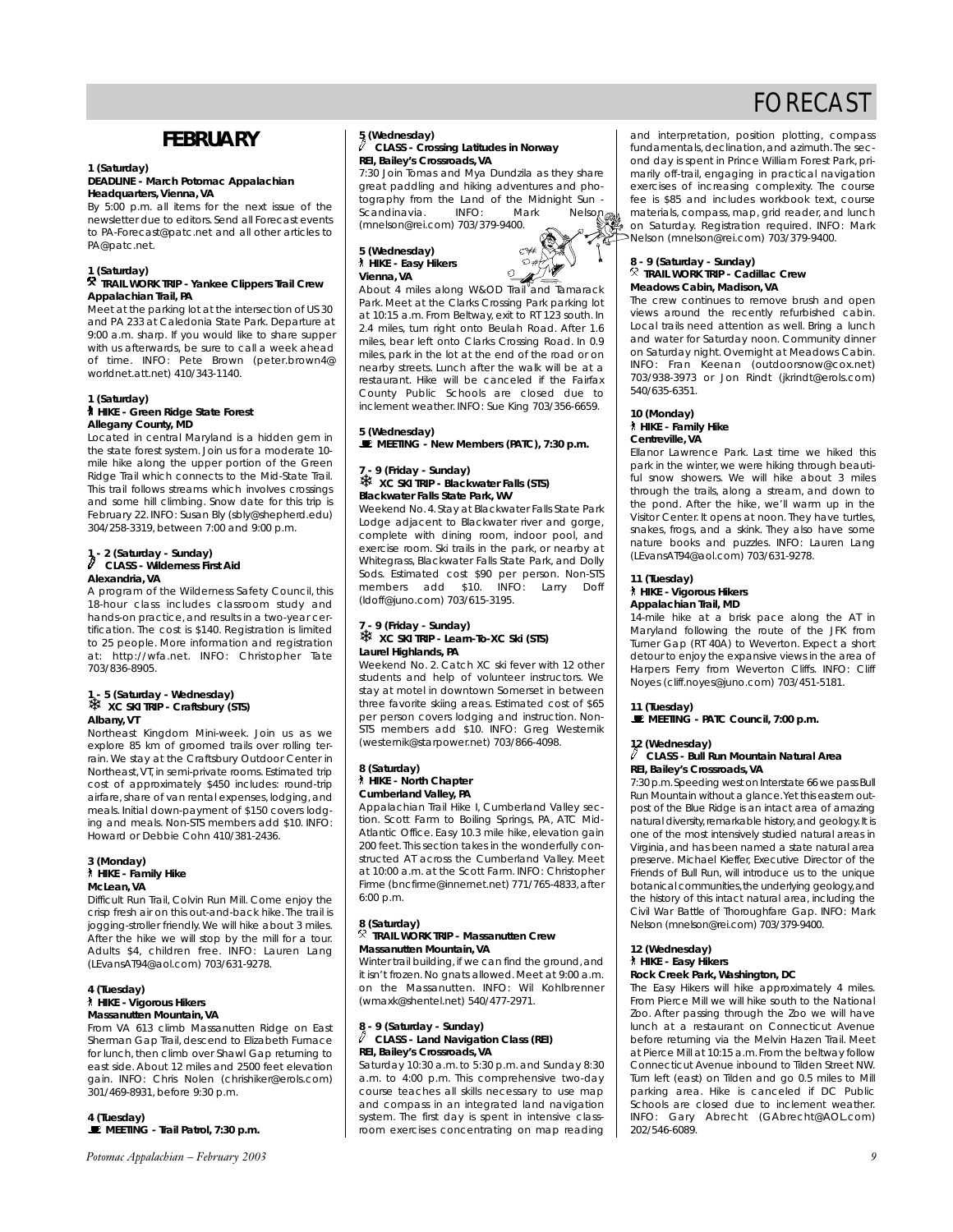# FORECAST

## FEBRUARY

**1 (Saturday)**
**DEADLINE - March Potomac Appalachian**
**Headquarters, Vienna, VA**
By 5:00 p.m. all items for the next issue of the newsletter due to editors. Send all Forecast events to PA-Forecast@patc.net and all other articles to PA@patc.net.

**1 (Saturday)**
**TRAIL WORK TRIP - Yankee Clippers Trail Crew**
**Appalachian Trail, PA**
Meet at the parking lot at the intersection of US 30 and PA 233 at Caledonia State Park. Departure at 9:00 a.m. sharp. If you would like to share supper with us afterwards, be sure to call a week ahead of time. INFO: Pete Brown (peter.brown4@worldnet.att.net) 410/343-1140.

**1 (Saturday)**
**HIKE - Green Ridge State Forest**
**Allegany County, MD**
Located in central Maryland is a hidden gem in the state forest system. Join us for a moderate 10-mile hike along the upper portion of the Green Ridge Trail which connects to the Mid-State Trail. This trail follows streams which involves crossings and some hill climbing. Snow date for this trip is February 22. INFO: Susan Bly (sbly@shepherd.edu) 304/258-3319, between 7:00 and 9:00 p.m.

**1 - 2 (Saturday - Sunday)**
**CLASS - Wilderness First Aid**
**Alexandria, VA**
A program of the Wilderness Safety Council, this 18-hour class includes classroom study and hands-on practice, and results in a two-year certification. The cost is $140. Registration is limited to 25 people. More information and registration at: http://wfa.net. INFO: Christopher Tate 703/836-8905.

**1 - 5 (Saturday - Wednesday)**
**XC SKI TRIP - Craftsbury (STS)**
**Albany, VT**
Northeast Kingdom Mini-week. Join us as we explore 85 km of groomed trails over rolling terrain. We stay at the Craftsbury Outdoor Center in Northeast, VT, in semi-private rooms. Estimated trip cost of approximately $450 includes: round-trip airfare, share of van rental expenses, lodging, and meals. Initial down-payment of $150 covers lodging and meals. Non-STS members add $10. INFO: Howard or Debbie Cohn 410/381-2436.

**3 (Monday)**
**HIKE - Family Hike**
**McLean, VA**
Difficult Run Trail, Colvin Run Mill. Come enjoy the crisp fresh air on this out-and-back hike. The trail is jogging-stroller friendly. We will hike about 3 miles. After the hike we will stop by the mill for a tour. Adults $4, children free. INFO: Lauren Lang (LEvansAT94@aol.com) 703/631-9278.

**4 (Tuesday)**
**HIKE - Vigorous Hikers**
**Massanutten Mountain, VA**
From VA 613 climb Massanutten Ridge on East Sherman Gap Trail, descend to Elizabeth Furnace for lunch, then climb over Shawl Gap returning to east side. About 12 miles and 2500 feet elevation gain. INFO: Chris Nolen (chrishiker@erols.com) 301/469-8931, before 9:30 p.m.

**4 (Tuesday)**
**MEETING - Trail Patrol, 7:30 p.m.**

**5 (Wednesday)**
**CLASS - Crossing Latitudes in Norway**
**REI, Bailey's Crossroads, VA**
7:30 Join Tomas and Mya Dundzila as they share great paddling and hiking adventures and photography from the Land of the Midnight Sun - Scandinavia. INFO: Mark Nelson (mnelson@rei.com) 703/379-9400.

**5 (Wednesday)**
**HIKE - Easy Hikers**
**Vienna, VA**
About 4 miles along W&OD Trail and Tamarack Park. Meet at the Clarks Crossing Park parking lot at 10:15 a.m. From Beltway, exit to RT 123 south. In 2.4 miles, turn right onto Beulah Road. After 1.6 miles, bear left onto Clarks Crossing Road. In 0.9 miles, park in the lot at the end of the road or on nearby streets. Lunch after the walk will be at a restaurant. Hike will be canceled if the Fairfax County Public Schools are closed due to inclement weather. INFO: Sue King 703/356-6659.

**5 (Wednesday)**
**MEETING - New Members (PATC), 7:30 p.m.**

**7 - 9 (Friday - Sunday)**
**XC SKI TRIP - Blackwater Falls (STS)**
**Blackwater Falls State Park, WV**
Weekend No. 4. Stay at Blackwater Falls State Park Lodge adjacent to Blackwater river and gorge, complete with dining room, indoor pool, and exercise room. Ski trails in the park, or nearby at Whitegrass, Blackwater Falls State Park, and Dolly Sods. Estimated cost $90 per person. Non-STS members add $10. INFO: Larry Doff (ldoff@juno.com) 703/615-3195.

**7 - 9 (Friday - Sunday)**
**XC SKI TRIP - Learn-To-XC Ski (STS)**
**Laurel Highlands, PA**
Weekend No. 2. Catch XC ski fever with 12 other students and help of volunteer instructors. We stay at motel in downtown Somerset in between three favorite skiing areas. Estimated cost of $65 per person covers lodging and instruction. Non-STS members add $10. INFO: Greg Westernik (westernik@starpower.net) 703/866-4098.

**8 (Saturday)**
**HIKE - North Chapter**
**Cumberland Valley, PA**
Appalachian Trail Hike I, Cumberland Valley section. Scott Farm to Boiling Springs, PA, ATC Mid-Atlantic Office. Easy 10.3 mile hike, elevation gain 200 feet. This section takes in the wonderfully constructed AT across the Cumberland Valley. Meet at 10:00 a.m. at the Scott Farm. INFO: Christopher Firme (bncfirme@innernet.net) 771/765-4833, after 6:00 p.m.

**8 (Saturday)**
**TRAIL WORK TRIP - Massanutten Crew**
**Massanutten Mountain, VA**
Winter trail building, if we can find the ground, and it isn't frozen. No gnats allowed. Meet at 9:00 a.m. on the Massanutten. INFO: Wil Kohlbrenner (wmaxk@shentel.net) 540/477-2971.

**8 - 9 (Saturday - Sunday)**
**CLASS - Land Navigation Class (REI)**
**REI, Bailey's Crossroads, VA**
Saturday 10:30 a.m. to 5:30 p.m. and Sunday 8:30 a.m. to 4:00 p.m. This comprehensive two-day course teaches all skills necessary to use map and compass in an integrated land navigation system. The first day is spent in intensive classroom exercises concentrating on map reading and interpretation, position plotting, compass fundamentals, declination, and azimuth. The second day is spent in Prince William Forest Park, primarily off-trail, engaging in practical navigation exercises of increasing complexity. The course fee is $85 and includes workbook text, course materials, compass, map, grid reader, and lunch on Saturday. Registration required. INFO: Mark Nelson (mnelson@rei.com) 703/379-9400.

**8 - 9 (Saturday - Sunday)**
**TRAIL WORK TRIP - Cadillac Crew**
**Meadows Cabin, Madison, VA**
The crew continues to remove brush and open views around the recently refurbished cabin. Local trails need attention as well. Bring a lunch and water for Saturday noon. Community dinner on Saturday night. Overnight at Meadows Cabin. INFO: Fran Keenan (outdoorsnow@cox.net) 703/938-3973 or Jon Rindt (jkrindt@erols.com) 540/635-6351.

**10 (Monday)**
**HIKE - Family Hike**
**Centreville, VA**
Ellanor Lawrence Park. Last time we hiked this park in the winter, we were hiking through beautiful snow showers. We will hike about 3 miles through the trails, along a stream, and down to the pond. After the hike, we'll warm up in the Visitor Center. It opens at noon. They have turtles, snakes, frogs, and a skink. They also have some nature books and puzzles. INFO: Lauren Lang (LEvansAT94@aol.com) 703/631-9278.

**11 (Tuesday)**
**HIKE - Vigorous Hikers**
**Appalachian Trail, MD**
14-mile hike at a brisk pace along the AT in Maryland following the route of the JFK from Turner Gap (RT 40A) to Weverton. Expect a short detour to enjoy the expansive views in the area of Harpers Ferry from Weverton Cliffs. INFO: Cliff Noyes (cliff.noyes@juno.com) 703/451-5181.

**11 (Tuesday)**
**MEETING - PATC Council, 7:00 p.m.**

**12 (Wednesday)**
**CLASS - Bull Run Mountain Natural Area**
**REI, Bailey's Crossroads, VA**
7:30 p.m. Speeding west on Interstate 66 we pass Bull Run Mountain without a glance. Yet this eastern outpost of the Blue Ridge is an intact area of amazing natural diversity, remarkable history, and geology. It is one of the most intensively studied natural areas in Virginia, and has been named a state natural area preserve. Michael Kieffer, Executive Director of the Friends of Bull Run, will introduce us to the unique botanical communities, the underlying geology, and the history of this intact natural area, including the Civil War Battle of Thoroughfare Gap. INFO: Mark Nelson (mnelson@rei.com) 703/379-9400.

**12 (Wednesday)**
**HIKE - Easy Hikers**
**Rock Creek Park, Washington, DC**
The Easy Hikers will hike approximately 4 miles. From Pierce Mill we will hike south to the National Zoo. After passing through the Zoo we will have lunch at a restaurant on Connecticut Avenue before returning via the Melvin Hazen Trail. Meet at Pierce Mill at 10:15 a.m. From the beltway follow Connecticut Avenue inbound to Tilden Street NW. Turn left (east) on Tilden and go 0.5 miles to Mill parking area. Hike is canceled if DC Public Schools are closed due to inclement weather. INFO: Gary Abrecht (GAbrecht@AOL.com) 202/546-6089.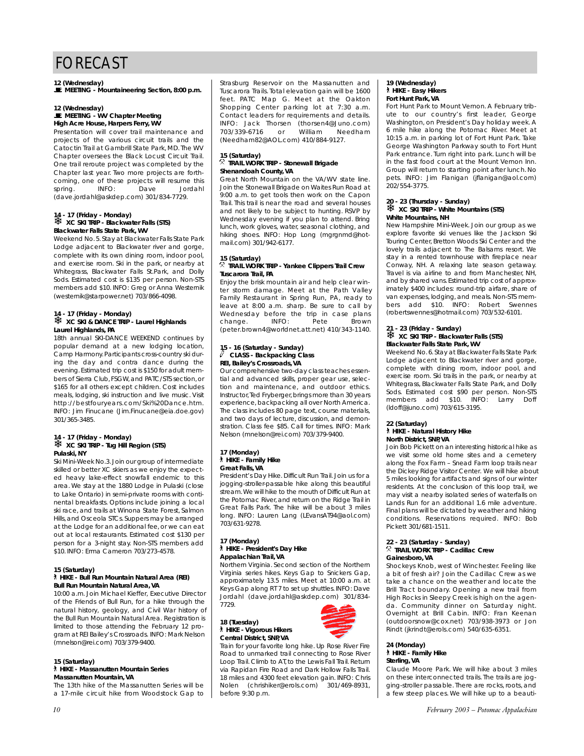# FORECAST

**12 (Wednesday)**
**MEETING - Mountaineering Section, 8:00 p.m.**

**12 (Wednesday)**
**MEETING - WV Chapter Meeting**
**High Acre House, Harpers Ferry, WV**
Presentation will cover trail maintenance and projects of the various circuit trails and the Catoctin Trail at Gambrill State Park, MD. The WV Chapter oversees the Black Locust Circuit Trail. One trail reroute project was completed by the Chapter last year. Two more projects are forthcoming, one of these projects will resume this spring. INFO: Dave Jordahl (dave.jordahl@askdep.com) 301/834-7729.

**14 - 17 (Friday - Monday)**
**XC SKI TRIP - Blackwater Falls (STS)**
**Blackwater Falls State Park, WV**
Weekend No. 5. Stay at Blackwater Falls State Park Lodge adjacent to Blackwater river and gorge, complete with its own dining room, indoor pool, and exercise room. Ski in the park, or nearby at Whitegrass, Blackwater Falls St.Park, and Dolly Sods. Estimated cost is $135 per person. Non-STS members add $10. INFO: Greg or Anna Westernik (westernik@starpower.net) 703/866-4098.

**14 - 17 (Friday - Monday)**
**XC SKI & DANCE TRIP - Laurel Highlands**
**Laurel Highlands, PA**
18th annual SKI-DANCE WEEKEND continues by popular demand at a new lodging location, Camp Harmony. Participants cross-country ski during the day and contra dance during the evening. Estimated trip cost is $150 for adult members of Sierra Club, FSGW, and PATC/STS section, or $165 for all others except children. Cost includes meals, lodging, ski instruction and live music. Visit http://bestfouryears.com/Ski%20Dance.htm. INFO: Jim Finucane (Jim.Finucane@eia.doe.gov) 301/365-3485.

**14 - 17 (Friday - Monday)**
**XC SKI TRIP - Tug Hill Region (STS)**
**Pulaski, NY**
Ski Mini-Week No.3. Join our group of intermediate skilled or better XC skiers as we enjoy the expected heavy lake-effect snowfall endemic to this area. We stay at the 1880 Lodge in Pulaski (close to Lake Ontario) in semi-private rooms with continental breakfasts. Options include joining a local ski race, and trails at Winona State Forest, Salmon Hills, and Osceola STCs. Suppers may be arranged at the Lodge for an additional fee, or we can eat out at local restaurants. Estimated cost $130 per person for a 3-night stay. Non-STS members add $10. INFO: Erma Cameron 703/273-4578.

**15 (Saturday)**
**HIKE - Bull Run Mountain Natural Area (REI)**
**Bull Run Mountain Natural Area, VA**
10:00 a.m. Join Michael Kieffer, Executive Director of the Friends of Bull Run, for a hike through the natural history, geology, and Civil War history of the Bull Run Mountain Natural Area. Registration is limited to those attending the February 12 program at REI Bailey's Crossroads. INFO: Mark Nelson (mnelson@rei.com) 703/379-9400.

**15 (Saturday)**
**HIKE - Massanutten Mountain Series**
**Massanutten Mountain, VA**
The 13th hike of the Massanutten Series will be a 17-mile circuit hike from Woodstock Gap to Strasburg Reservoir on the Massanutten and Tuscarora Trails. Total elevation gain will be 1600 feet. PATC Map G. Meet at the Oakton Shopping Center parking lot at 7:30 a.m. Contact leaders for requirements and details. INFO: Jack Thorsen (thorsen4@Juno.com) 703/339-6716 or William Needham (Needham82@AOL.com) 410/884-9127.

**15 (Saturday)**
**TRAIL WORK TRIP - Stonewall Brigade**
**Shenandoah County, VA**
Great North Mountain on the VA/WV state line. Join the Stonewall Brigade on Waites Run Road at 9:00 a.m. to get tools then work on the Capon Trail. This trail is near the road and several houses and not likely to be subject to hunting. RSVP by Wednesday evening if you plan to attend. Bring lunch, work gloves, water, seasonal clothing, and hiking shoes. INFO: Hop Long (mgrgnmd@hotmail.com) 301/942-6177.

**15 (Saturday)**
**TRAIL WORK TRIP - Yankee Clippers Trail Crew**
**Tuscarora Trail, PA**
Enjoy the brisk mountain air and help clear winter storm damage. Meet at the Path Valley Family Restaurant in Spring Run, PA, ready to leave at 8:00 a.m. sharp. Be sure to call by Wednesday before the trip in case plans change. INFO: Pete Brown (peter.brown4@worldnet.att.net) 410/343-1140.

**15 - 16 (Saturday - Sunday)**
**CLASS - Backpacking Class**
**REI, Bailey's Crossroads, VA**
Our comprehensive two-day class teaches essential and advanced skills, proper gear use, selection and maintenance, and outdoor ethics. Instructor, Ted Fryberger, brings more than 30 years experience, backpacking all over North America. The class includes 80 page text, course materials, and two days of lecture, discussion, and demonstration. Class fee $85. Call for times. INFO: Mark Nelson (mnelson@rei.com) 703/379-9400.

**17 (Monday)**
**HIKE - Family Hike**
**Great Falls, VA**
President's Day Hike. Difficult Run Trail. Join us for a jogging-stroller-passable hike along this beautiful stream. We will hike to the mouth of Difficult Run at the Potomac River, and return on the Ridge Trail in Great Falls Park. The hike will be about 3 miles long. INFO: Lauren Lang (LEvansAT94@aol.com) 703/631-9278.

**17 (Monday)**
**HIKE - President's Day Hike**
**Appalachian Trail, VA**
Northern Virginia. Second section of the Northern Virginia series hikes. Keys Gap to Snickers Gap, approximately 13.5 miles. Meet at 10:00 a.m. at Keys Gap along RT 7 to set up shuttles. INFO: Dave Jordahl (dave.jordahl@askdep.com) 301/834-7729.

**18 (Tuesday)**
**HIKE - Vigorous Hikers**
**Central District, SNP, VA**
Train for your favorite long hike. Up Rose River Fire Road to unmarked trail connecting to Rose River Loop Trail. Climb to AT, to the Lewis Fall Trail. Return via Rapidan Fire Road and Dark Hollow Falls Trail. 18 miles and 4300 feet elevation gain. INFO: Chris Nolen (chrishiker@erols.com) 301/469-8931, before 9:30 p.m.

**19 (Wednesday)**
**HIKE - Easy Hikers**
**Fort Hunt Park, VA**
Fort Hunt Park to Mount Vernon. A February tribute to our country's first leader, George Washington, on President's Day holiday week. A 6 mile hike along the Potomac River. Meet at 10:15 a.m. in parking lot of Fort Hunt Park. Take George Washington Parkway south to Fort Hunt Park entrance. Turn right into park. Lunch will be in the fast food court at the Mount Vernon Inn. Group will return to starting point after lunch. No pets. INFO: Jim Flanigan (jflanigan@aol.com) 202/554-3775.

**20 - 23 (Thursday - Sunday)**
**XC SKI TRIP - White Mountains (STS)**
**White Mountains, NH**
New Hampshire Mini-Week. Join our group as we explore favorite ski venues like the Jackson Ski Touring Center, Bretton Woods Ski Center and the lovely trails adjacent to The Balsams resort. We stay in a rented townhouse with fireplace near Conway, NH. A relaxing late season getaway. Travel is via airline to and from Manchester, NH, and by shared vans. Estimated trip cost of approximately $400 includes: round-trip airfare, share of van expenses, lodging, and meals. Non-STS members add $10. INFO: Robert Swennes (robertswennes@hotmail.com) 703/532-6101.

**21 - 23 (Friday - Sunday)**
**XC SKI TRIP - Blackwater Falls (STS)**
**Blackwater Falls State Park, WV**
Weekend No. 6. Stay at Blackwater Falls State Park Lodge adjacent to Blackwater river and gorge, complete with dining room, indoor pool, and exercise room. Ski trails in the park, or nearby at Whitegrass, Blackwater Falls State Park, and Dolly Sods. Estimated cost $90 per person. Non-STS members add $10. INFO: Larry Doff (ldoff@juno.com) 703/615-3195.

**22 (Saturday)**
**HIKE - Natural History Hike**
**North District, SNP, VA**
Join Bob Pickett on an interesting historical hike as we visit some old home sites and a cemetery along the Fox Farm – Snead Farm loop trails near the Dickey Ridge Visitor Center. We will hike about 5 miles looking for artifacts and signs of our winter residents. At the conclusion of this loop trail, we may visit a nearby isolated series of waterfalls on Lands Run for an additional 1.6 mile adventure. Final plans will be dictated by weather and hiking conditions. Reservations required. INFO: Bob Pickett 301/681-1511.

**22 - 23 (Saturday - Sunday)**
**TRAIL WORK TRIP - Cadillac Crew**
**Gainesboro, VA**
Shockeys Knob, west of Winchester. Feeling like a bit of fresh air? Join the Cadillac Crew as we take a chance on the weather and relocate the Brill Tract boundary. Opening a new trail from High Rocks in Sleepy Creek is high on the agenda. Community dinner on Saturday night. Overnight at Brill Cabin. INFO: Fran Keenan (outdoorsnow@cox.net) 703/938-3973 or Jon Rindt (jkrindt@erols.com) 540/635-6351.

**24 (Monday)**
**HIKE - Family Hike**
**Sterling, VA**
Claude Moore Park. We will hike about 3 miles on these interconnected trails. The trails are jogging-stroller passable. There are rocks, roots, and a few steep places. We will hike up to a beauti-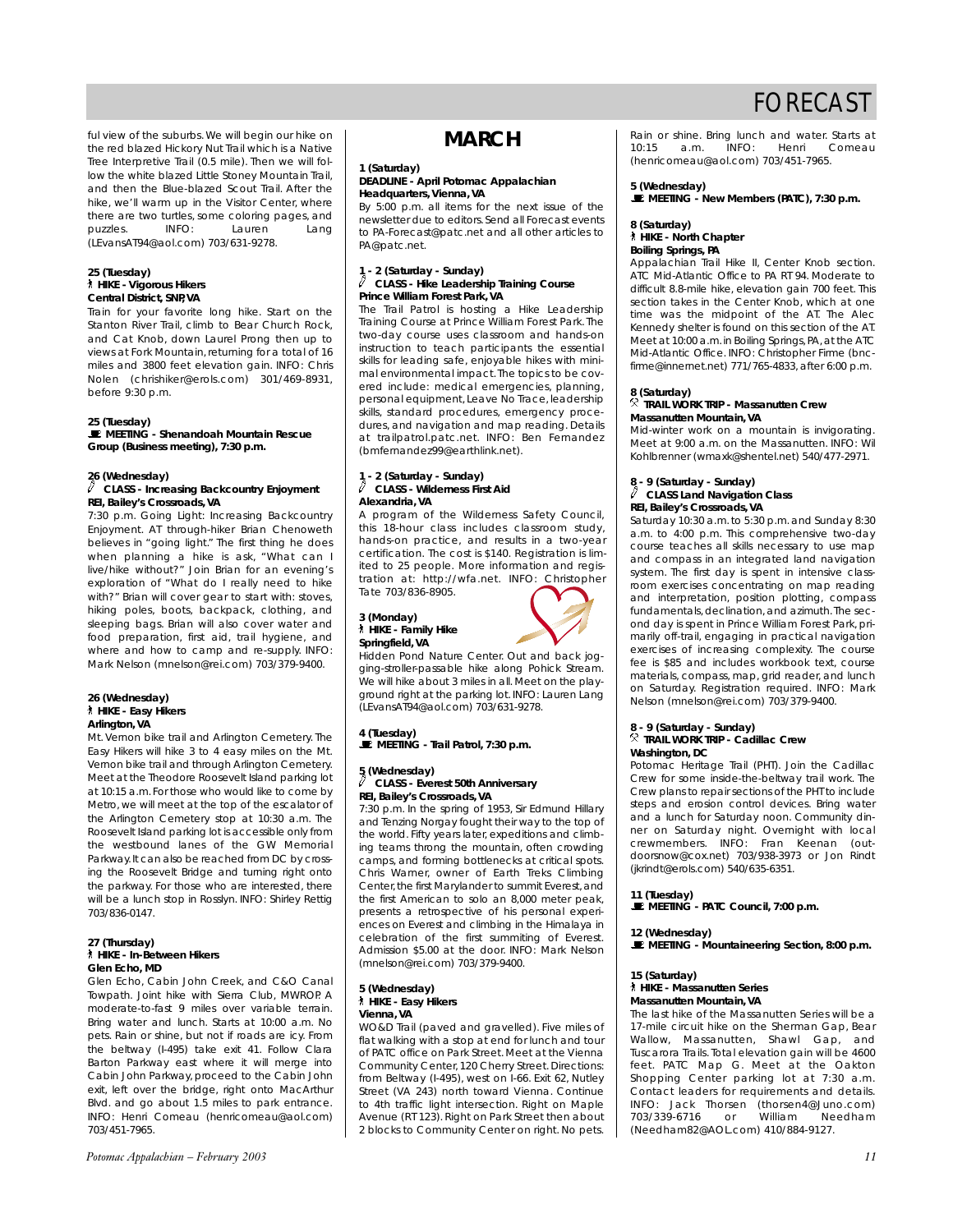# FORECAST

ful view of the suburbs. We will begin our hike on the red blazed Hickory Nut Trail which is a Native Tree Interpretive Trail (0.5 mile). Then we will follow the white blazed Little Stoney Mountain Trail, and then the Blue-blazed Scout Trail. After the hike, we'll warm up in the Visitor Center, where there are two turtles, some coloring pages, and puzzles. INFO: Lauren Lang (LEvansAT94@aol.com) 703/631-9278.

**25 (Tuesday)**
**HIKE - Vigorous Hikers**
**Central District, SNP, VA**

Train for your favorite long hike. Start on the Stanton River Trail, climb to Bear Church Rock, and Cat Knob, down Laurel Prong then up to views at Fork Mountain, returning for a total of 16 miles and 3800 feet elevation gain. INFO: Chris Nolen (chrishiker@erols.com) 301/469-8931, before 9:30 p.m.

**25 (Tuesday)**
**MEETING - Shenandoah Mountain Rescue Group (Business meeting), 7:30 p.m.**

**26 (Wednesday)**
**CLASS - Increasing Backcountry Enjoyment**
**REI, Bailey's Crossroads, VA**

7:30 p.m. Going Light: Increasing Backcountry Enjoyment. AT through-hiker Brian Chenoweth believes in "going light." The first thing he does when planning a hike is ask, "What can I live/hike without?" Join Brian for an evening's exploration of "What do I really need to hike with?" Brian will cover gear to start with: stoves, hiking poles, boots, backpack, clothing, and sleeping bags. Brian will also cover water and food preparation, first aid, trail hygiene, and where and how to camp and re-supply. INFO: Mark Nelson (mnelson@rei.com) 703/379-9400.

**26 (Wednesday)**
**HIKE - Easy Hikers**
**Arlington, VA**

Mt. Vernon bike trail and Arlington Cemetery. The Easy Hikers will hike 3 to 4 easy miles on the Mt. Vernon bike trail and through Arlington Cemetery. Meet at the Theodore Roosevelt Island parking lot at 10:15 a.m. For those who would like to come by Metro, we will meet at the top of the escalator of the Arlington Cemetery stop at 10:30 a.m. The Roosevelt Island parking lot is accessible only from the westbound lanes of the GW Memorial Parkway. It can also be reached from DC by crossing the Roosevelt Bridge and turning right onto the parkway. For those who are interested, there will be a lunch stop in Rosslyn. INFO: Shirley Rettig 703/836-0147.

**27 (Thursday)**
**HIKE - In-Between Hikers**
**Glen Echo, MD**

Glen Echo, Cabin John Creek, and C&O Canal Towpath. Joint hike with Sierra Club, MWROP. A moderate-to-fast 9 miles over variable terrain. Bring water and lunch. Starts at 10:00 a.m. No pets. Rain or shine, but not if roads are icy. From the beltway (I-495) take exit 41. Follow Clara Barton Parkway east where it will merge into Cabin John Parkway, proceed to the Cabin John exit, left over the bridge, right onto MacArthur Blvd. and go about 1.5 miles to park entrance. INFO: Henri Comeau (henricomeau@aol.com) 703/451-7965.

## MARCH

**1 (Saturday)**
**DEADLINE - April Potomac Appalachian**
**Headquarters, Vienna, VA**

By 5:00 p.m. all items for the next issue of the newsletter due to editors. Send all Forecast events to PA-Forecast@patc.net and all other articles to PA@patc.net.

**1 - 2 (Saturday - Sunday)**
**CLASS - Hike Leadership Training Course**
**Prince William Forest Park, VA**

The Trail Patrol is hosting a Hike Leadership Training Course at Prince William Forest Park. The two-day course uses classroom and hands-on instruction to teach participants the essential skills for leading safe, enjoyable hikes with minimal environmental impact. The topics to be covered include: medical emergencies, planning, personal equipment, Leave No Trace, leadership skills, standard procedures, emergency procedures, and navigation and map reading. Details at trailpatrol.patc.net. INFO: Ben Fernandez (bmfernandez99@earthlink.net).

**1 - 2 (Saturday - Sunday)**
**CLASS - Wilderness First Aid**
**Alexandria, VA**

A program of the Wilderness Safety Council, this 18-hour class includes classroom study, hands-on practice, and results in a two-year certification. The cost is $140. Registration is limited to 25 people. More information and registration at: http://wfa.net. INFO: Christopher Tate 703/836-8905.

**3 (Monday)**
**HIKE - Family Hike**
**Springfield, VA**

Hidden Pond Nature Center. Out and back jogging-stroller-passable hike along Pohick Stream. We will hike about 3 miles in all. Meet on the playground right at the parking lot. INFO: Lauren Lang (LEvansAT94@aol.com) 703/631-9278.

**4 (Tuesday)**
**MEETING - Trail Patrol, 7:30 p.m.**

**5 (Wednesday)**
**CLASS - Everest 50th Anniversary**
**REI, Bailey's Crossroads, VA**

7:30 p.m. In the spring of 1953, Sir Edmund Hillary and Tenzing Norgay fought their way to the top of the world. Fifty years later, expeditions and climbing teams throng the mountain, often crowding camps, and forming bottlenecks at critical spots. Chris Warner, owner of Earth Treks Climbing Center, the first Marylander to summit Everest, and the first American to solo an 8,000 meter peak, presents a retrospective of his personal experiences on Everest and climbing in the Himalaya in celebration of the first summiting of Everest. Admission $5.00 at the door. INFO: Mark Nelson (mnelson@rei.com) 703/379-9400.

**5 (Wednesday)**
**HIKE - Easy Hikers**
**Vienna, VA**

WO&D Trail (paved and gravelled). Five miles of flat walking with a stop at end for lunch and tour of PATC office on Park Street. Meet at the Vienna Community Center, 120 Cherry Street. Directions: from Beltway (I-495), west on I-66. Exit 62, Nutley Street (VA 243) north toward Vienna. Continue to 4th traffic light intersection. Right on Maple Avenue (RT 123). Right on Park Street then about 2 blocks to Community Center on right. No pets. Rain or shine. Bring lunch and water. Starts at 10:15 a.m. INFO: Henri Comeau (henricomeau@aol.com) 703/451-7965.

**5 (Wednesday)**
**MEETING - New Members (PATC), 7:30 p.m.**

**8 (Saturday)**
**HIKE - North Chapter**
**Boiling Springs, PA**

Appalachian Trail Hike II, Center Knob section. ATC Mid-Atlantic Office to PA RT 94. Moderate to difficult 8.8-mile hike, elevation gain 700 feet. This section takes in the Center Knob, which at one time was the midpoint of the AT. The Alec Kennedy shelter is found on this section of the AT. Meet at 10:00 a.m. in Boiling Springs, PA, at the ATC Mid-Atlantic Office. INFO: Christopher Firme (bncfirme@innernet.net) 771/765-4833, after 6:00 p.m.

**8 (Saturday)**
**TRAIL WORK TRIP - Massanutten Crew**
**Massanutten Mountain, VA**

Mid-winter work on a mountain is invigorating. Meet at 9:00 a.m. on the Massanutten. INFO: Wil Kohlbrenner (wmaxk@shentel.net) 540/477-2971.

**8 - 9 (Saturday - Sunday)**
**CLASS Land Navigation Class**
**REI, Bailey's Crossroads, VA**

Saturday 10:30 a.m. to 5:30 p.m. and Sunday 8:30 a.m. to 4:00 p.m. This comprehensive two-day course teaches all skills necessary to use map and compass in an integrated land navigation system. The first day is spent in intensive classroom exercises concentrating on map reading and interpretation, position plotting, compass fundamentals, declination, and azimuth. The second day is spent in Prince William Forest Park, primarily off-trail, engaging in practical navigation exercises of increasing complexity. The course fee is $85 and includes workbook text, course materials, compass, map, grid reader, and lunch on Saturday. Registration required. INFO: Mark Nelson (mnelson@rei.com) 703/379-9400.

**8 - 9 (Saturday - Sunday)**
**TRAIL WORK TRIP - Cadillac Crew**
**Washington, DC**

Potomac Heritage Trail (PHT). Join the Cadillac Crew for some inside-the-beltway trail work. The Crew plans to repair sections of the PHT to include steps and erosion control devices. Bring water and a lunch for Saturday noon. Community dinner on Saturday night. Overnight with local crewmembers. INFO: Fran Keenan (outdoorsnow@cox.net) 703/938-3973 or Jon Rindt (jkrindt@erols.com) 540/635-6351.

**11 (Tuesday)**
**MEETING - PATC Council, 7:00 p.m.**

**12 (Wednesday)**
**MEETING - Mountaineering Section, 8:00 p.m.**

**15 (Saturday)**
**HIKE - Massanutten Series**
**Massanutten Mountain, VA**

The last hike of the Massanutten Series will be a 17-mile circuit hike on the Sherman Gap, Bear Wallow, Massanutten, Shawl Gap, and Tuscarora Trails. Total elevation gain will be 4600 feet. PATC Map G. Meet at the Oakton Shopping Center parking lot at 7:30 a.m. Contact leaders for requirements and details. INFO: Jack Thorsen (thorsen4@Juno.com) 703/339-6716 or William Needham (Needham82@AOL.com) 410/884-9127.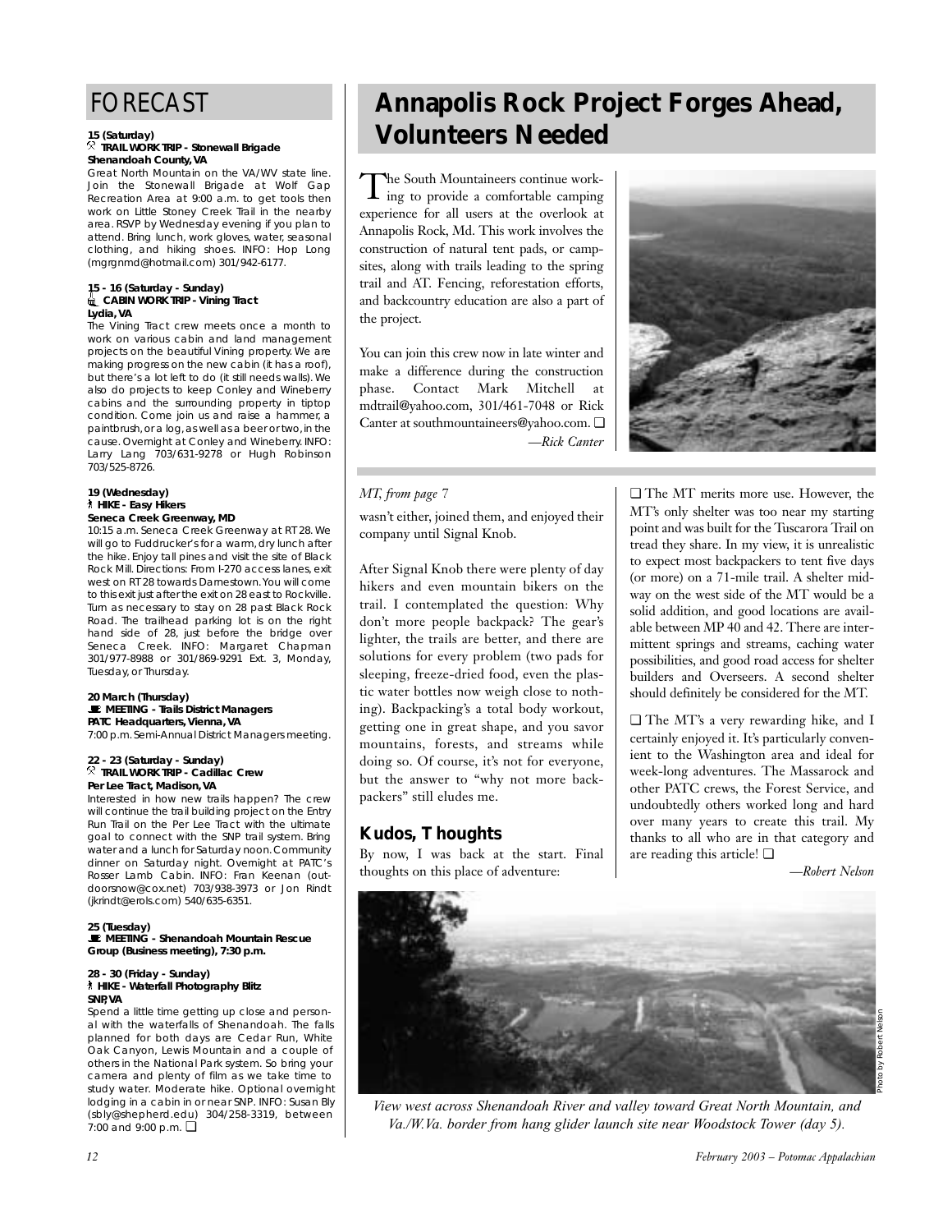# FORECAST

**15 (Saturday)**
**TRAIL WORK TRIP - Stonewall Brigade**
**Shenandoah County, VA**
Great North Mountain on the VA/WV state line. Join the Stonewall Brigade at Wolf Gap Recreation Area at 9:00 a.m. to get tools then work on Little Stoney Creek Trail in the nearby area. RSVP by Wednesday evening if you plan to attend. Bring lunch, work gloves, water, seasonal clothing, and hiking shoes. INFO: Hop Long (mgrgnmd@hotmail.com) 301/942-6177.

**15 - 16 (Saturday - Sunday)**
**CABIN WORK TRIP - Vining Tract**
**Lydia, VA**
The Vining Tract crew meets once a month to work on various cabin and land management projects on the beautiful Vining property. We are making progress on the new cabin (it has a roof), but there's a lot left to do (it still needs walls). We also do projects to keep Conley and Wineberry cabins and the surrounding property in tiptop condition. Come join us and raise a hammer, a paintbrush, or a log, as well as a beer or two, in the cause. Overnight at Conley and Wineberry. INFO: Larry Lang 703/631-9278 or Hugh Robinson 703/525-8726.

**19 (Wednesday)**
**HIKE - Easy Hikers**
**Seneca Creek Greenway, MD**
10:15 a.m. Seneca Creek Greenway at RT 28. We will go to Fuddrucker's for a warm, dry lunch after the hike. Enjoy tall pines and visit the site of Black Rock Mill. Directions: From I-270 access lanes, exit west on RT 28 towards Darnestown. You will come to this exit just after the exit on 28 east to Rockville. Turn as necessary to stay on 28 past Black Rock Road. The trailhead parking lot is on the right hand side of 28, just before the bridge over Seneca Creek. INFO: Margaret Chapman 301/977-8988 or 301/869-9291 Ext. 3, Monday, Tuesday, or Thursday.

**20 March (Thursday)**
**MEETING - Trails District Managers**
**PATC Headquarters, Vienna, VA**
7:00 p.m. Semi-Annual District Managers meeting.

**22 - 23 (Saturday - Sunday)**
**TRAIL WORK TRIP - Cadillac Crew**
**Per Lee Tract, Madison, VA**
Interested in how new trails happen? The crew will continue the trail building project on the Entry Run Trail on the Per Lee Tract with the ultimate goal to connect with the SNP trail system. Bring water and a lunch for Saturday noon. Community dinner on Saturday night. Overnight at PATC's Rosser Lamb Cabin. INFO: Fran Keenan (outdoorsnow@cox.net) 703/938-3973 or Jon Rindt (jkrindt@erols.com) 540/635-6351.

**25 (Tuesday)**
**MEETING - Shenandoah Mountain Rescue Group (Business meeting), 7:30 p.m.**

**28 - 30 (Friday - Sunday)**
**HIKE - Waterfall Photography Blitz**
**SNP, VA**
Spend a little time getting up close and personal with the waterfalls of Shenandoah. The falls planned for both days are Cedar Run, White Oak Canyon, Lewis Mountain and a couple of others in the National Park system. So bring your camera and plenty of film as we take time to study water. Moderate hike. Optional overnight lodging in a cabin in or near SNP. INFO: Susan Bly (sbly@shepherd.edu) 304/258-3319, between 7:00 and 9:00 p.m. ❑

# Annapolis Rock Project Forges Ahead, Volunteers Needed

The South Mountaineers continue working to provide a comfortable camping experience for all users at the overlook at Annapolis Rock, Md. This work involves the construction of natural tent pads, or campsites, along with trails leading to the spring trail and AT. Fencing, reforestation efforts, and backcountry education are also a part of the project.

You can join this crew now in late winter and make a difference during the construction phase. Contact Mark Mitchell at mdtrail@yahoo.com, 301/461-7048 or Rick Canter at southmountaineers@yahoo.com. ❑

*—Rick Canter*

*MT, from page 7*

wasn't either, joined them, and enjoyed their company until Signal Knob.

After Signal Knob there were plenty of day hikers and even mountain bikers on the trail. I contemplated the question: Why don't more people backpack? The gear's lighter, the trails are better, and there are solutions for every problem (two pads for sleeping, freeze-dried food, even the plastic water bottles now weigh close to nothing). Backpacking's a total body workout, getting one in great shape, and you savor mountains, forests, and streams while doing so. Of course, it's not for everyone, but the answer to "why not more backpackers" still eludes me.

## Kudos, Thoughts

By now, I was back at the start. Final thoughts on this place of adventure:

❑ The MT merits more use. However, the MT's only shelter was too near my starting point and was built for the Tuscarora Trail on tread they share. In my view, it is unrealistic to expect most backpackers to tent five days (or more) on a 71-mile trail. A shelter midway on the west side of the MT would be a solid addition, and good locations are available between MP 40 and 42. There are intermittent springs and streams, caching water possibilities, and good road access for shelter builders and Overseers. A second shelter should definitely be considered for the MT.

❑ The MT's a very rewarding hike, and I certainly enjoyed it. It's particularly convenient to the Washington area and ideal for week-long adventures. The Massarock and other PATC crews, the Forest Service, and undoubtedly others worked long and hard over many years to create this trail. My thanks to all who are in that category and are reading this article! ❑

*—Robert Nelson*

Photo by Robert Nelson

*View west across Shenandoah River and valley toward Great North Mountain, and Va./W.Va. border from hang glider launch site near Woodstock Tower (day 5).*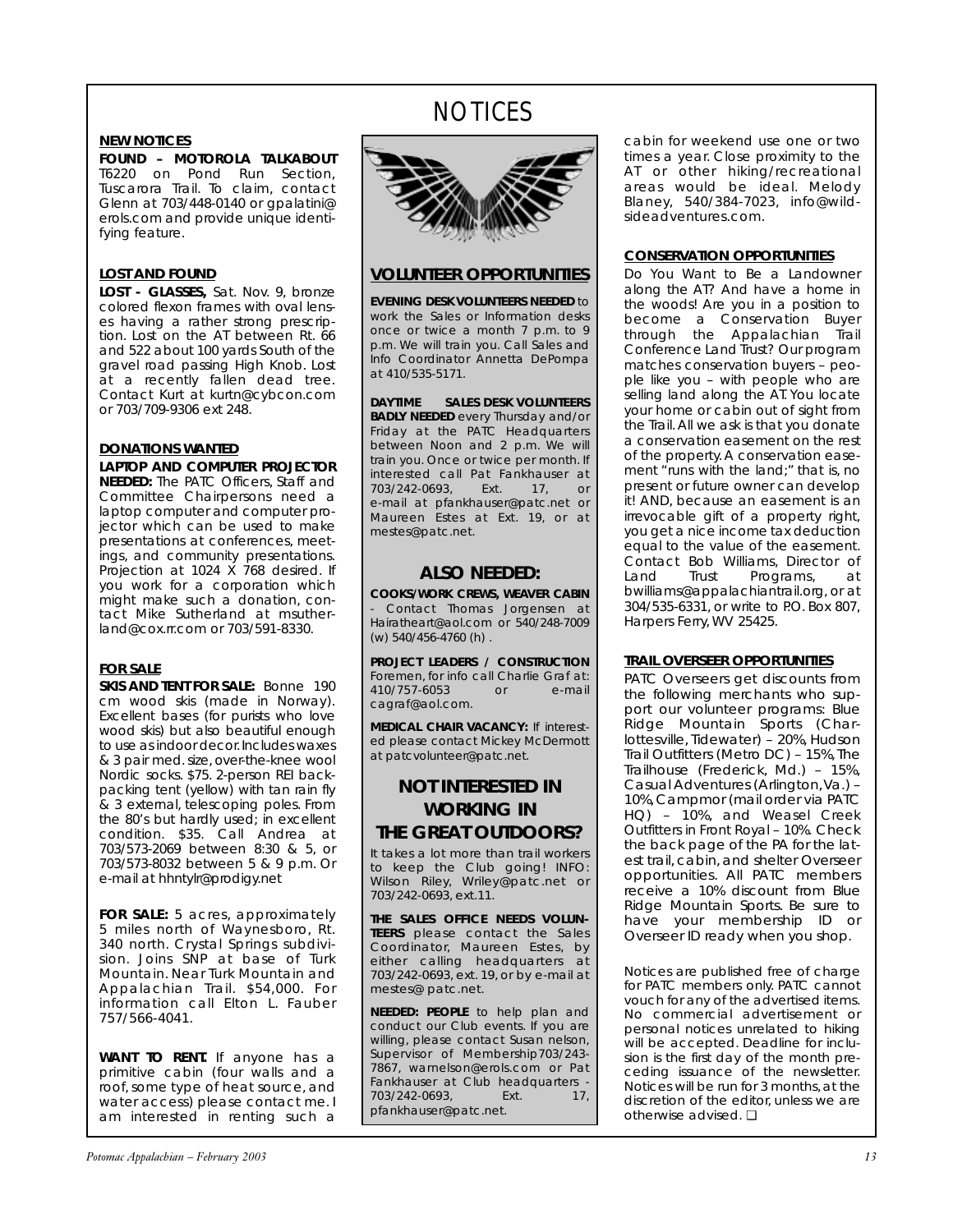# NOTICES

## NEW NOTICES

**FOUND – MOTOROLA TALKABOUT** T6220 on Pond Run Section, Tuscarora Trail. To claim, contact Glenn at 703/448-0140 or gpalatini@erols.com and provide unique identifying feature.

## LOST AND FOUND

**LOST - GLASSES,** Sat. Nov. 9, bronze colored flexon frames with oval lenses having a rather strong prescription. Lost on the AT between Rt. 66 and 522 about 100 yards South of the gravel road passing High Knob. Lost at a recently fallen dead tree. Contact Kurt at kurtn@cybcon.com or 703/709-9306 ext 248.

## DONATIONS WANTED

**LAPTOP AND COMPUTER PROJECTOR NEEDED:** The PATC Officers, Staff and Committee Chairpersons need a laptop computer and computer projector which can be used to make presentations at conferences, meetings, and community presentations. Projection at 1024 X 768 desired. If you work for a corporation which might make such a donation, contact Mike Sutherland at msutherland@cox.rr.com or 703/591-8330.

## FOR SALE

**SKIS AND TENT FOR SALE:** Bonne 190 cm wood skis (made in Norway). Excellent bases (for purists who love wood skis) but also beautiful enough to use as indoor decor. Includes waxes & 3 pair med. size, over-the-knee wool Nordic socks. $75. 2-person REI backpacking tent (yellow) with tan rain fly & 3 external, telescoping poles. From the 80's but hardly used; in excellent condition. $35. Call Andrea at 703/573-2069 between 8:30 & 5, or 703/573-8032 between 5 & 9 p.m. Or e-mail at hhntylr@prodigy.net

**FOR SALE:** 5 acres, approximately 5 miles north of Waynesboro, Rt. 340 north. Crystal Springs subdivision. Joins SNP at base of Turk Mountain. Near Turk Mountain and Appalachian Trail. $54,000. For information call Elton L. Fauber 757/566-4041.

**WANT TO RENT.** If anyone has a primitive cabin (four walls and a roof, some type of heat source, and water access) please contact me. I am interested in renting such a cabin for weekend use one or two times a year. Close proximity to the AT or other hiking/recreational areas would be ideal. Melody Blaney, 540/384-7023, info@wildsideadventures.com.

## VOLUNTEER OPPORTUNITIES

**EVENING DESK VOLUNTEERS NEEDED** to work the Sales or Information desks once or twice a month 7 p.m. to 9 p.m. We will train you. Call Sales and Info Coordinator Annetta DePompa at 410/535-5171.

**DAYTIME SALES DESK VOLUNTEERS BADLY NEEDED** every Thursday and/or Friday at the PATC Headquarters between Noon and 2 p.m. We will train you. Once or twice per month. If interested call Pat Fankhauser at 703/242-0693, Ext. 17, or e-mail at pfankhauser@patc.net or Maureen Estes at Ext. 19, or at mestes@patc.net.

### ALSO NEEDED:

**COOKS/WORK CREWS, WEAVER CABIN** - Contact Thomas Jorgensen at Hairatheart@aol.com or 540/248-7009 (w) 540/456-4760 (h) .

**PROJECT LEADERS / CONSTRUCTION** Foremen, for info call Charlie Graf at: 410/757-6053 or e-mail cagraf@aol.com.

**MEDICAL CHAIR VACANCY:** If interested please contact Mickey McDermott at patcvolunteer@patc.net.

### NOT INTERESTED IN WORKING IN THE GREAT OUTDOORS?

It takes a lot more than trail workers to keep the Club going! INFO: Wilson Riley, Wriley@patc.net or 703/242-0693, ext.11.

**THE SALES OFFICE NEEDS VOLUNTEERS** please contact the Sales Coordinator, Maureen Estes, by either calling headquarters at 703/242-0693, ext. 19, or by e-mail at mestes@ patc.net.

**NEEDED: PEOPLE** to help plan and conduct our Club events. If you are willing, please contact Susan nelson, Supervisor of Membership 703/243-7867, warnelson@erols.com or Pat Fankhauser at Club headquarters - 703/242-0693, Ext. 17, pfankhauser@patc.net.

## CONSERVATION OPPORTUNITIES

Do You Want to Be a Landowner along the AT? And have a home in the woods! Are you in a position to become a Conservation Buyer through the Appalachian Trail Conference Land Trust? Our program matches conservation buyers – people like you – with people who are selling land along the AT. You locate your home or cabin out of sight from the Trail. All we ask is that you donate a conservation easement on the rest of the property. A conservation easement "runs with the land;" that is, no present or future owner can develop it! AND, because an easement is an irrevocable gift of a property right, you get a nice income tax deduction equal to the value of the easement. Contact Bob Williams, Director of Land Trust Programs, at bwilliams@appalachiantrail.org, or at 304/535-6331, or write to P.O. Box 807, Harpers Ferry, WV 25425.

## TRAIL OVERSEER OPPORTUNITIES

PATC Overseers get discounts from the following merchants who support our volunteer programs: Blue Ridge Mountain Sports (Charlottesville, Tidewater) – 20%, Hudson Trail Outfitters (Metro DC) – 15%, The Trailhouse (Frederick, Md.) – 15%, Casual Adventures (Arlington, Va.) – 10%, Campmor (mail order via PATC HQ) – 10%, and Weasel Creek Outfitters in Front Royal – 10%. Check the back page of the PA for the latest trail, cabin, and shelter Overseer opportunities. All PATC members receive a 10% discount from Blue Ridge Mountain Sports. Be sure to have your membership ID or Overseer ID ready when you shop.

Notices are published free of charge for PATC members only. PATC cannot vouch for any of the advertised items. No commercial advertisement or personal notices unrelated to hiking will be accepted. Deadline for inclusion is the first day of the month preceding issuance of the newsletter. Notices will be run for 3 months, at the discretion of the editor, unless we are otherwise advised. ❑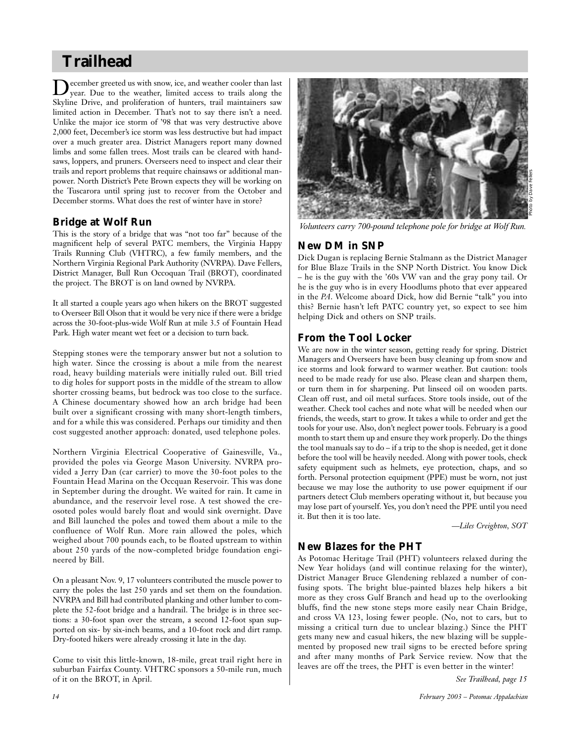# Trailhead

December greeted us with snow, ice, and weather cooler than last year. Due to the weather, limited access to trails along the Skyline Drive, and proliferation of hunters, trail maintainers saw limited action in December. That's not to say there isn't a need. Unlike the major ice storm of '98 that was very destructive above 2,000 feet, December's ice storm was less destructive but had impact over a much greater area. District Managers report many downed limbs and some fallen trees. Most trails can be cleared with handsaws, loppers, and pruners. Overseers need to inspect and clear their trails and report problems that require chainsaws or additional manpower. North District's Pete Brown expects they will be working on the Tuscarora until spring just to recover from the October and December storms. What does the rest of winter have in store?

## Bridge at Wolf Run

This is the story of a bridge that was "not too far" because of the magnificent help of several PATC members, the Virginia Happy Trails Running Club (VHTRC), a few family members, and the Northern Virginia Regional Park Authority (NVRPA). Dave Fellers, District Manager, Bull Run Occoquan Trail (BROT), coordinated the project. The BROT is on land owned by NVRPA.

It all started a couple years ago when hikers on the BROT suggested to Overseer Bill Olson that it would be very nice if there were a bridge across the 30-foot-plus-wide Wolf Run at mile 3.5 of Fountain Head Park. High water meant wet feet or a decision to turn back.

Stepping stones were the temporary answer but not a solution to high water. Since the crossing is about a mile from the nearest road, heavy building materials were initially ruled out. Bill tried to dig holes for support posts in the middle of the stream to allow shorter crossing beams, but bedrock was too close to the surface. A Chinese documentary showed how an arch bridge had been built over a significant crossing with many short-length timbers, and for a while this was considered. Perhaps our timidity and then cost suggested another approach: donated, used telephone poles.

Northern Virginia Electrical Cooperative of Gainesville, Va., provided the poles via George Mason University. NVRPA provided a Jerry Dan (car carrier) to move the 30-foot poles to the Fountain Head Marina on the Occquan Reservoir. This was done in September during the drought. We waited for rain. It came in abundance, and the reservoir level rose. A test showed the creosoted poles would barely float and would sink overnight. Dave and Bill launched the poles and towed them about a mile to the confluence of Wolf Run. More rain allowed the poles, which weighed about 700 pounds each, to be floated upstream to within about 250 yards of the now-completed bridge foundation engineered by Bill.

On a pleasant Nov. 9, 17 volunteers contributed the muscle power to carry the poles the last 250 yards and set them on the foundation. NVRPA and Bill had contributed planking and other lumber to complete the 52-foot bridge and a handrail. The bridge is in three sections: a 30-foot span over the stream, a second 12-foot span supported on six- by six-inch beams, and a 10-foot rock and dirt ramp. Dry-footed hikers were already crossing it late in the day.

Come to visit this little-known, 18-mile, great trail right here in suburban Fairfax County. VHTRC sponsors a 50-mile run, much of it on the BROT, in April.

Photo by Dave Fellers

*Volunteers carry 700-pound telephone pole for bridge at Wolf Run.*

## New DM in SNP

Dick Dugan is replacing Bernie Stalmann as the District Manager for Blue Blaze Trails in the SNP North District. You know Dick – he is the guy with the '60s VW van and the gray pony tail. Or he is the guy who is in every Hoodlums photo that ever appeared in the *PA*. Welcome aboard Dick, how did Bernie "talk" you into this? Bernie hasn't left PATC country yet, so expect to see him helping Dick and others on SNP trails.

## From the Tool Locker

We are now in the winter season, getting ready for spring. District Managers and Overseers have been busy cleaning up from snow and ice storms and look forward to warmer weather. But caution: tools need to be made ready for use also. Please clean and sharpen them, or turn them in for sharpening. Put linseed oil on wooden parts. Clean off rust, and oil metal surfaces. Store tools inside, out of the weather. Check tool caches and note what will be needed when our friends, the weeds, start to grow. It takes a while to order and get the tools for your use. Also, don't neglect power tools. February is a good month to start them up and ensure they work properly. Do the things the tool manuals say to do – if a trip to the shop is needed, get it done before the tool will be heavily needed. Along with power tools, check safety equipment such as helmets, eye protection, chaps, and so forth. Personal protection equipment (PPE) must be worn, not just because we may lose the authority to use power equipment if our partners detect Club members operating without it, but because you may lose part of yourself. Yes, you don't need the PPE until you need it. But then it is too late.

*—Liles Creighton, SOT*

## New Blazes for the PHT

As Potomac Heritage Trail (PHT) volunteers relaxed during the New Year holidays (and will continue relaxing for the winter), District Manager Bruce Glendening reblazed a number of confusing spots. The bright blue-painted blazes help hikers a bit more as they cross Gulf Branch and head up to the overlooking bluffs, find the new stone steps more easily near Chain Bridge, and cross VA 123, losing fewer people. (No, not to cars, but to missing a critical turn due to unclear blazing.) Since the PHT gets many new and casual hikers, the new blazing will be supplemented by proposed new trail signs to be erected before spring and after many months of Park Service review. Now that the leaves are off the trees, the PHT is even better in the winter!

*See Trailhead, page 15*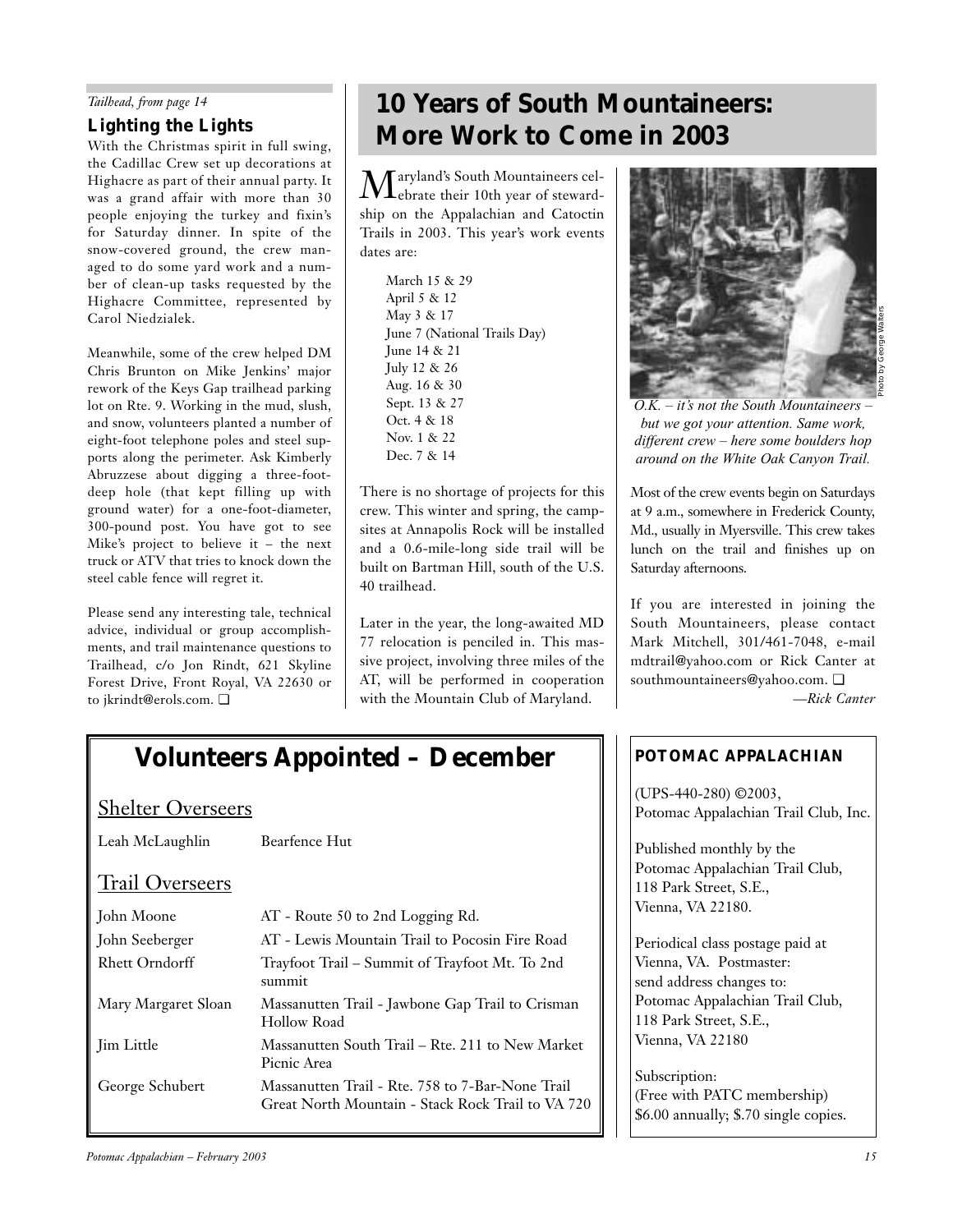*Tailhead, from page 14*

### Lighting the Lights

With the Christmas spirit in full swing, the Cadillac Crew set up decorations at Highacre as part of their annual party. It was a grand affair with more than 30 people enjoying the turkey and fixin's for Saturday dinner. In spite of the snow-covered ground, the crew managed to do some yard work and a number of clean-up tasks requested by the Highacre Committee, represented by Carol Niedzialek.

Meanwhile, some of the crew helped DM Chris Brunton on Mike Jenkins' major rework of the Keys Gap trailhead parking lot on Rte. 9. Working in the mud, slush, and snow, volunteers planted a number of eight-foot telephone poles and steel supports along the perimeter. Ask Kimberly Abruzzese about digging a three-foot-deep hole (that kept filling up with ground water) for a one-foot-diameter, 300-pound post. You have got to see Mike's project to believe it – the next truck or ATV that tries to knock down the steel cable fence will regret it.

Please send any interesting tale, technical advice, individual or group accomplishments, and trail maintenance questions to Trailhead, c/o Jon Rindt, 621 Skyline Forest Drive, Front Royal, VA 22630 or to jkrindt@erols.com. ❑

## 10 Years of South Mountaineers: More Work to Come in 2003

Maryland's South Mountaineers celebrate their 10th year of stewardship on the Appalachian and Catoctin Trails in 2003. This year's work events dates are:

March 15 & 29
April 5 & 12
May 3 & 17
June 7 (National Trails Day)
June 14 & 21
July 12 & 26
Aug. 16 & 30
Sept. 13 & 27
Oct. 4 & 18
Nov. 1 & 22
Dec. 7 & 14

There is no shortage of projects for this crew. This winter and spring, the campsites at Annapolis Rock will be installed and a 0.6-mile-long side trail will be built on Bartman Hill, south of the U.S. 40 trailhead.

Later in the year, the long-awaited MD 77 relocation is penciled in. This massive project, involving three miles of the AT, will be performed in cooperation with the Mountain Club of Maryland.

Photo by George Walters

*O.K. – it's not the South Mountaineers – but we got your attention. Same work, different crew – here some boulders hop around on the White Oak Canyon Trail.*

Most of the crew events begin on Saturdays at 9 a.m., somewhere in Frederick County, Md., usually in Myersville. This crew takes lunch on the trail and finishes up on Saturday afternoons.

If you are interested in joining the South Mountaineers, please contact Mark Mitchell, 301/461-7048, e-mail mdtrail@yahoo.com or Rick Canter at southmountaineers@yahoo.com. ❑

*—Rick Canter*

## Volunteers Appointed – December

### Shelter Overseers

| | |
|---|---|
| Leah McLaughlin | Bearfence Hut |

### Trail Overseers

| | |
|---|---|
| John Moone | AT - Route 50 to 2nd Logging Rd. |
| John Seeberger | AT - Lewis Mountain Trail to Pocosin Fire Road |
| Rhett Orndorff | Trayfoot Trail – Summit of Trayfoot Mt. To 2nd summit |
| Mary Margaret Sloan | Massanutten Trail - Jawbone Gap Trail to Crisman Hollow Road |
| Jim Little | Massanutten South Trail – Rte. 211 to New Market Picnic Area |
| George Schubert | Massanutten Trail - Rte. 758 to 7-Bar-None Trail<br>Great North Mountain - Stack Rock Trail to VA 720 |

**POTOMAC APPALACHIAN**

(UPS-440-280) ©2003, Potomac Appalachian Trail Club, Inc.

Published monthly by the Potomac Appalachian Trail Club, 118 Park Street, S.E., Vienna, VA 22180.

Periodical class postage paid at Vienna, VA. Postmaster: send address changes to: Potomac Appalachian Trail Club, 118 Park Street, S.E., Vienna, VA 22180

Subscription: (Free with PATC membership) $6.00 annually; $.70 single copies.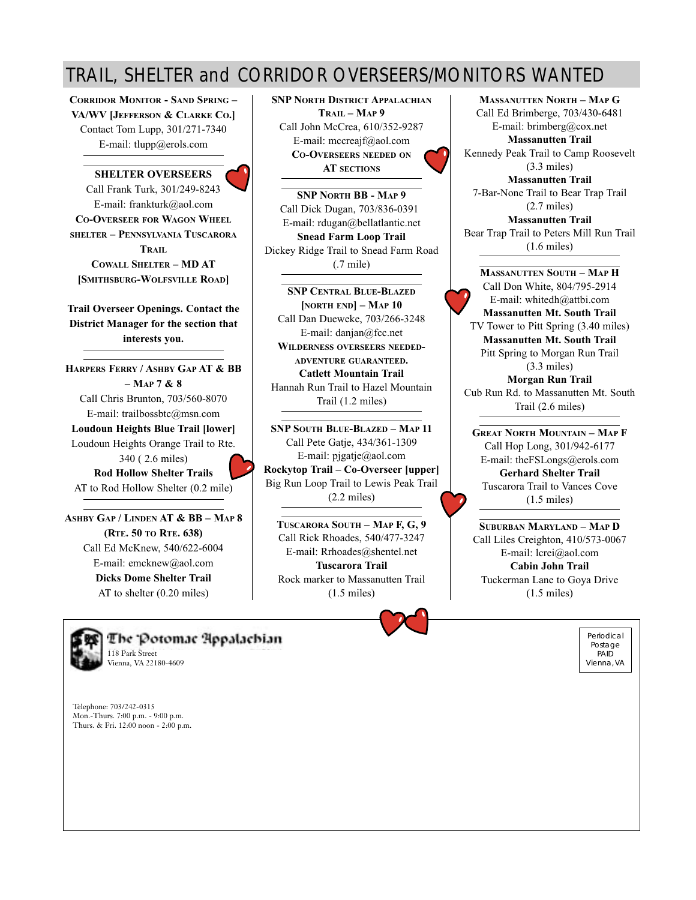# TRAIL, SHELTER and CORRIDOR OVERSEERS/MONITORS WANTED

**CORRIDOR MONITOR - SAND SPRING – VA/WV [JEFFERSON & CLARKE CO.]**
Contact Tom Lupp, 301/271-7340
E-mail: tlupp@erols.com

**SHELTER OVERSEERS**
Call Frank Turk, 301/249-8243
E-mail: frankturk@aol.com
**CO-OVERSEER FOR WAGON WHEEL SHELTER – PENNSYLVANIA TUSCARORA TRAIL**
**COWALL SHELTER – MD AT [SMITHSBURG-WOLFSVILLE ROAD]**

**Trail Overseer Openings. Contact the District Manager for the section that interests you.**

**HARPERS FERRY / ASHBY GAP AT & BB – MAP 7 & 8**
Call Chris Brunton, 703/560-8070
E-mail: trailbossbtc@msn.com
**Loudoun Heights Blue Trail [lower]**
Loudoun Heights Orange Trail to Rte. 340 ( 2.6 miles)
**Rod Hollow Shelter Trails**
AT to Rod Hollow Shelter (0.2 mile)

**ASHBY GAP / LINDEN AT & BB – MAP 8 (RTE. 50 TO RTE. 638)**
Call Ed McKnew, 540/622-6004
E-mail: emcknew@aol.com
**Dicks Dome Shelter Trail**
AT to shelter (0.20 miles)

**SNP NORTH DISTRICT APPALACHIAN TRAIL – MAP 9**
Call John McCrea, 610/352-9287
E-mail: mccreajf@aol.com
**CO-OVERSEERS NEEDED ON AT SECTIONS**

**SNP NORTH BB - MAP 9**
Call Dick Dugan, 703/836-0391
E-mail: rdugan@bellatlantic.net
**Snead Farm Loop Trail**
Dickey Ridge Trail to Snead Farm Road (.7 mile)

**SNP CENTRAL BLUE-BLAZED [NORTH END] – MAP 10**
Call Dan Dueweke, 703/266-3248
E-mail: danjan@fcc.net
**WILDERNESS OVERSEERS NEEDED- ADVENTURE GUARANTEED.**
**Catlett Mountain Trail**
Hannah Run Trail to Hazel Mountain Trail (1.2 miles)

**SNP SOUTH BLUE-BLAZED – MAP 11**
Call Pete Gatje, 434/361-1309
E-mail: pjgatje@aol.com
**Rockytop Trail – Co-Overseer [upper]**
Big Run Loop Trail to Lewis Peak Trail (2.2 miles)

**TUSCARORA SOUTH – MAP F, G, 9**
Call Rick Rhoades, 540/477-3247
E-mail: Rrhoades@shentel.net
**Tuscarora Trail**
Rock marker to Massanutten Trail (1.5 miles)

**MASSANUTTEN NORTH – MAP G**
Call Ed Brimberge, 703/430-6481
E-mail: brimberg@cox.net
**Massanutten Trail**
Kennedy Peak Trail to Camp Roosevelt (3.3 miles)
**Massanutten Trail**
7-Bar-None Trail to Bear Trap Trail (2.7 miles)
**Massanutten Trail**
Bear Trap Trail to Peters Mill Run Trail (1.6 miles)

**MASSANUTTEN SOUTH – MAP H**
Call Don White, 804/795-2914
E-mail: whitedh@attbi.com
**Massanutten Mt. South Trail**
TV Tower to Pitt Spring (3.40 miles)
**Massanutten Mt. South Trail**
Pitt Spring to Morgan Run Trail (3.3 miles)
**Morgan Run Trail**
Cub Run Rd. to Massanutten Mt. South Trail (2.6 miles)

**GREAT NORTH MOUNTAIN – MAP F**
Call Hop Long, 301/942-6177
E-mail: theFSLongs@erols.com
**Gerhard Shelter Trail**
Tuscarora Trail to Vances Cove (1.5 miles)

**SUBURBAN MARYLAND – MAP D**
Call Liles Creighton, 410/573-0067
E-mail: lcrei@aol.com
**Cabin John Trail**
Tuckerman Lane to Goya Drive (1.5 miles)

---

The Potomac Appalachian
118 Park Street
Vienna, VA 22180-4609

Periodical Postage PAID Vienna, VA

Telephone: 703/242-0315
Mon.-Thurs. 7:00 p.m. - 9:00 p.m.
Thurs. & Fri. 12:00 noon - 2:00 p.m.